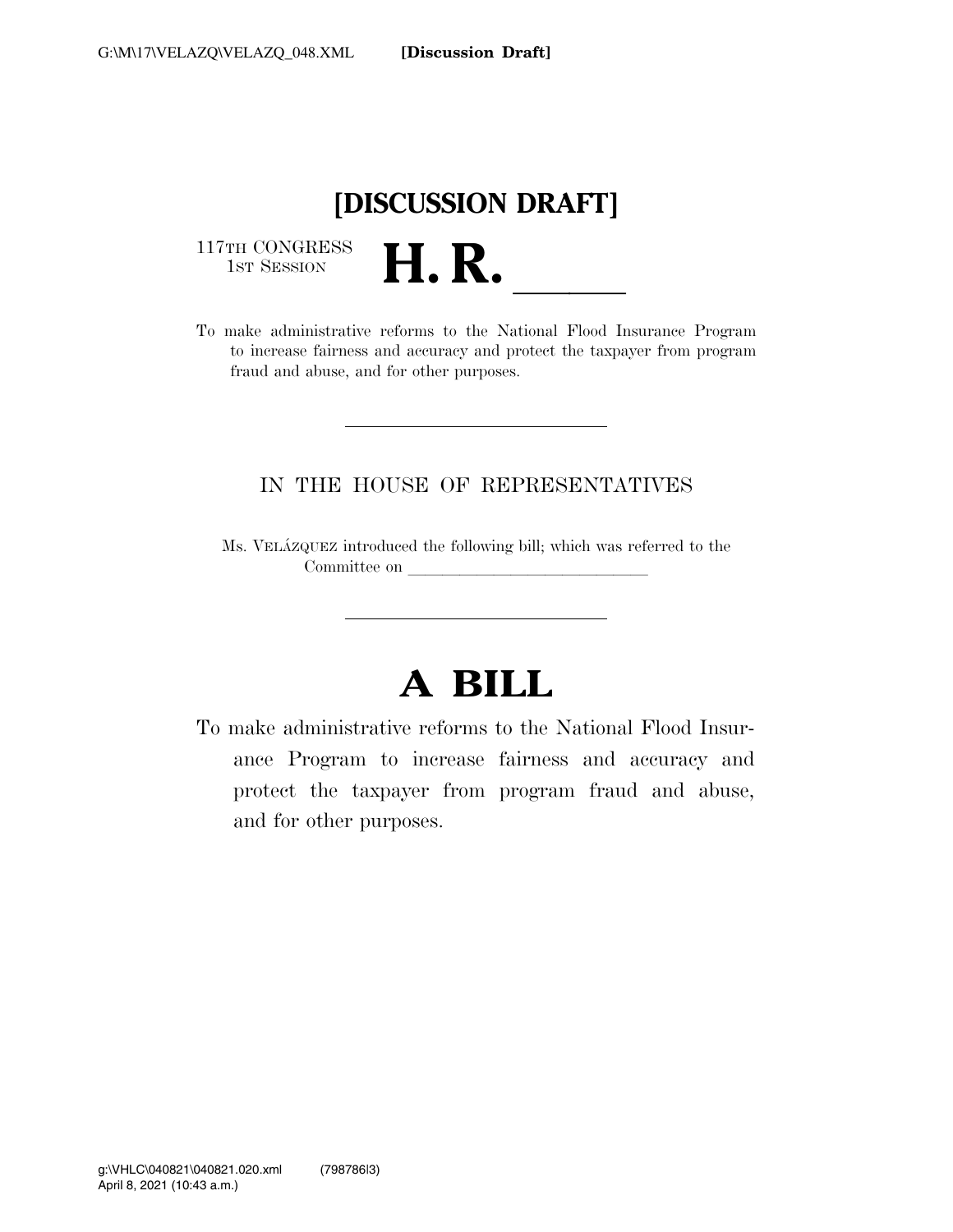# [DISCUSSION DRAFT]

117TH CONGRESS
1ST SESSION

# H. R. \_\_\_\_\_

To make administrative reforms to the National Flood Insurance Program to increase fairness and accuracy and protect the taxpayer from program fraud and abuse, and for other purposes.

---

IN THE HOUSE OF REPRESENTATIVES

Ms. VELÁZQUEZ introduced the following bill; which was referred to the Committee on \_\_\_\_\_\_\_\_\_\_\_\_\_\_\_\_\_\_\_\_\_\_\_\_\_\_\_\_\_\_

---

# A BILL

To make administrative reforms to the National Flood Insurance Program to increase fairness and accuracy and protect the taxpayer from program fraud and abuse, and for other purposes.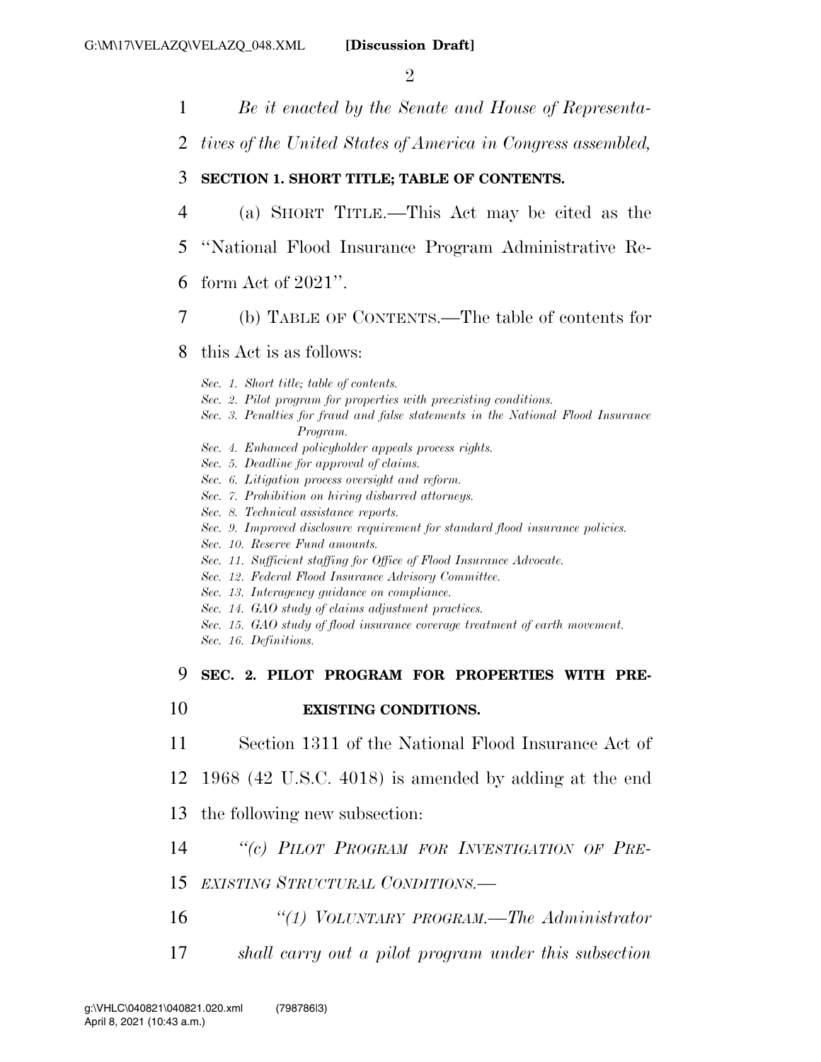*Be it enacted by the Senate and House of Representatives of the United States of America in Congress assembled,*

## SECTION 1. SHORT TITLE; TABLE OF CONTENTS.

(a) SHORT TITLE.—This Act may be cited as the "National Flood Insurance Program Administrative Reform Act of 2021".

(b) TABLE OF CONTENTS.—The table of contents for this Act is as follows:

*Sec. 1. Short title; table of contents.*
*Sec. 2. Pilot program for properties with preexisting conditions.*
*Sec. 3. Penalties for fraud and false statements in the National Flood Insurance Program.*
*Sec. 4. Enhanced policyholder appeals process rights.*
*Sec. 5. Deadline for approval of claims.*
*Sec. 6. Litigation process oversight and reform.*
*Sec. 7. Prohibition on hiring disbarred attorneys.*
*Sec. 8. Technical assistance reports.*
*Sec. 9. Improved disclosure requirement for standard flood insurance policies.*
*Sec. 10. Reserve Fund amounts.*
*Sec. 11. Sufficient staffing for Office of Flood Insurance Advocate.*
*Sec. 12. Federal Flood Insurance Advisory Committee.*
*Sec. 13. Interagency guidance on compliance.*
*Sec. 14. GAO study of claims adjustment practices.*
*Sec. 15. GAO study of flood insurance coverage treatment of earth movement.*
*Sec. 16. Definitions.*

## SEC. 2. PILOT PROGRAM FOR PROPERTIES WITH PREEXISTING CONDITIONS.

Section 1311 of the National Flood Insurance Act of 1968 (42 U.S.C. 4018) is amended by adding at the end the following new subsection:

*"(c) PILOT PROGRAM FOR INVESTIGATION OF PREEXISTING STRUCTURAL CONDITIONS.—*

*"(1) VOLUNTARY PROGRAM.—The Administrator shall carry out a pilot program under this subsection*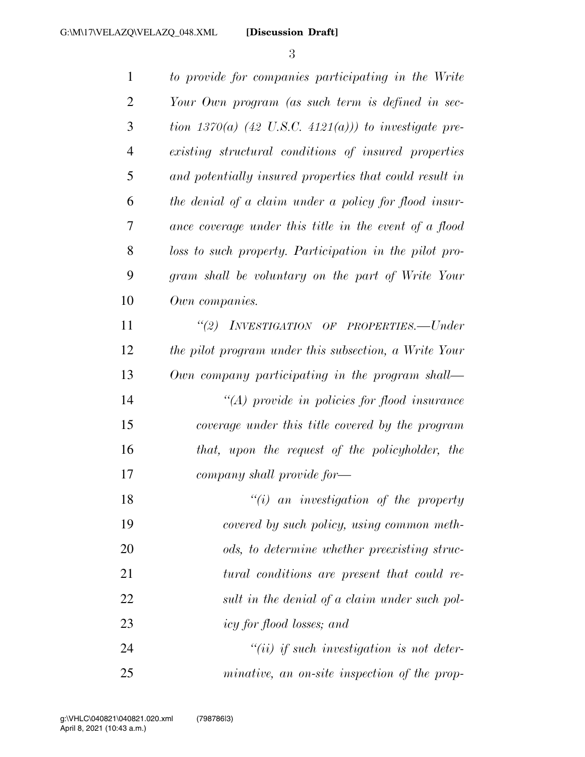*to provide for companies participating in the Write Your Own program (as such term is defined in section 1370(a) (42 U.S.C. 4121(a))) to investigate preexisting structural conditions of insured properties and potentially insured properties that could result in the denial of a claim under a policy for flood insurance coverage under this title in the event of a flood loss to such property. Participation in the pilot program shall be voluntary on the part of Write Your Own companies.*

*"(2) INVESTIGATION OF PROPERTIES.—Under the pilot program under this subsection, a Write Your Own company participating in the program shall—*

*"(A) provide in policies for flood insurance coverage under this title covered by the program that, upon the request of the policyholder, the company shall provide for—*

*"(i) an investigation of the property covered by such policy, using common methods, to determine whether preexisting structural conditions are present that could result in the denial of a claim under such policy for flood losses; and*

*"(ii) if such investigation is not determinative, an on-site inspection of the prop-*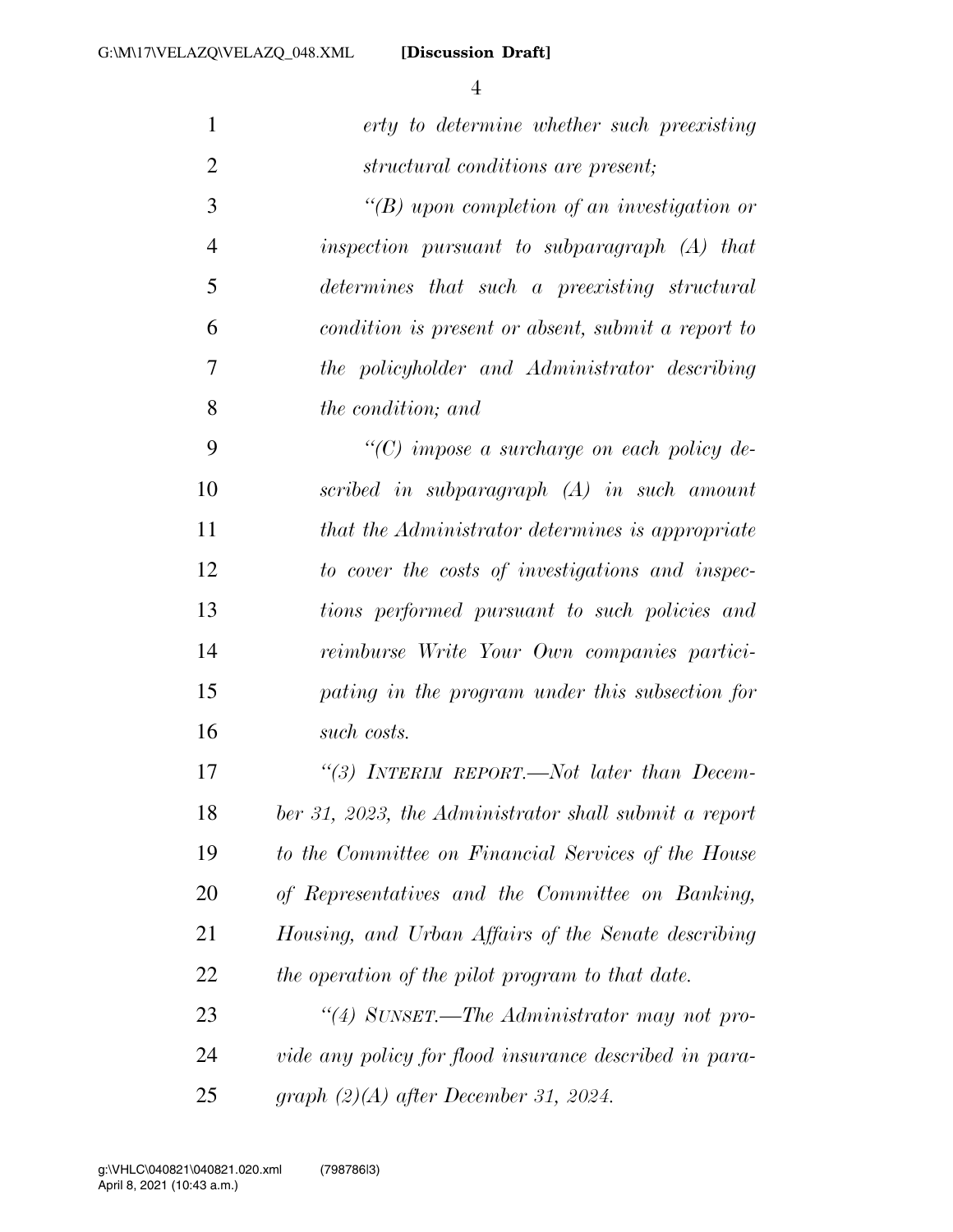*erty to determine whether such preexisting structural conditions are present;*

*"(B) upon completion of an investigation or inspection pursuant to subparagraph (A) that determines that such a preexisting structural condition is present or absent, submit a report to the policyholder and Administrator describing the condition; and*

*"(C) impose a surcharge on each policy described in subparagraph (A) in such amount that the Administrator determines is appropriate to cover the costs of investigations and inspections performed pursuant to such policies and reimburse Write Your Own companies participating in the program under this subsection for such costs.*

*"(3) INTERIM REPORT.—Not later than December 31, 2023, the Administrator shall submit a report to the Committee on Financial Services of the House of Representatives and the Committee on Banking, Housing, and Urban Affairs of the Senate describing the operation of the pilot program to that date.*

*"(4) SUNSET.—The Administrator may not provide any policy for flood insurance described in paragraph (2)(A) after December 31, 2024.*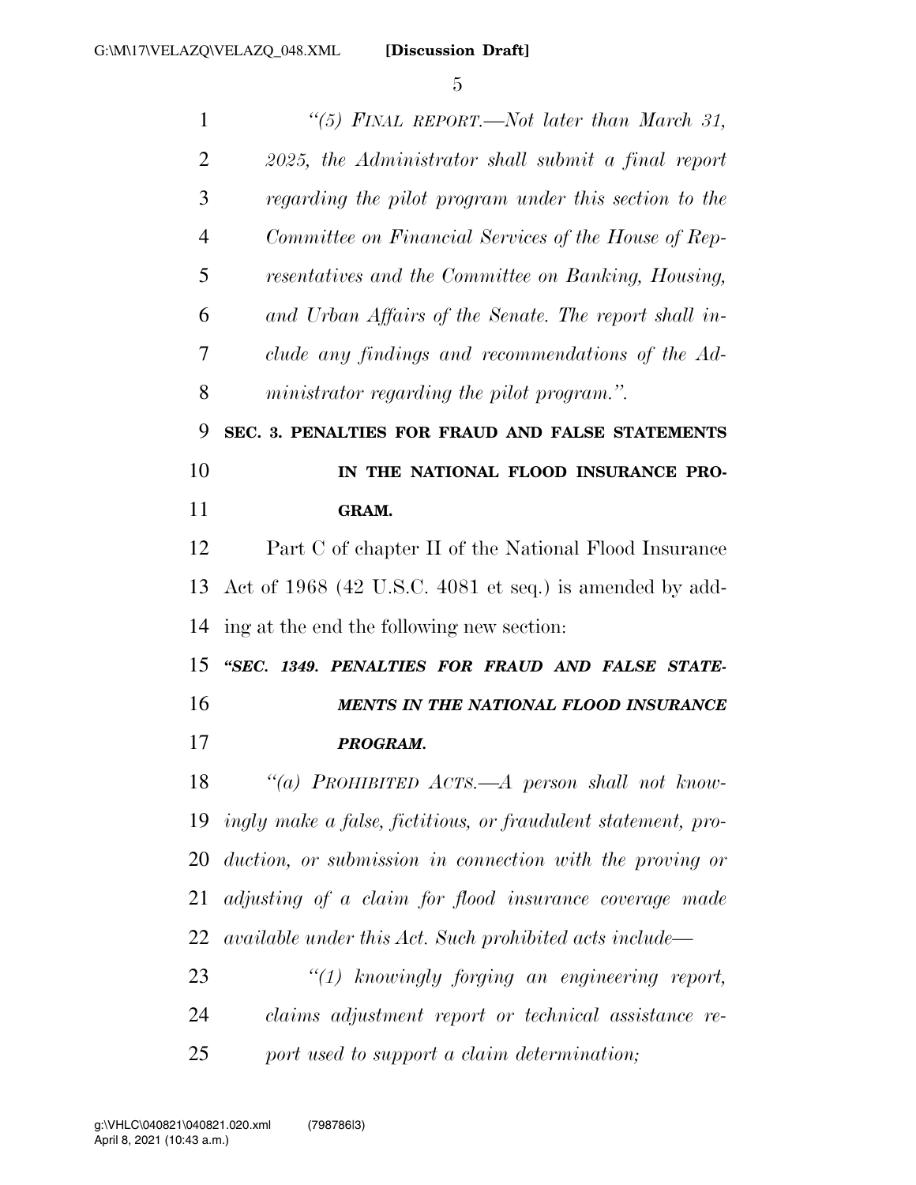*"(5) FINAL REPORT.—Not later than March 31, 2025, the Administrator shall submit a final report regarding the pilot program under this section to the Committee on Financial Services of the House of Representatives and the Committee on Banking, Housing, and Urban Affairs of the Senate. The report shall include any findings and recommendations of the Administrator regarding the pilot program.".*

**SEC. 3. PENALTIES FOR FRAUD AND FALSE STATEMENTS IN THE NATIONAL FLOOD INSURANCE PROGRAM.**

Part C of chapter II of the National Flood Insurance Act of 1968 (42 U.S.C. 4081 et seq.) is amended by adding at the end the following new section:

***"SEC. 1349. PENALTIES FOR FRAUD AND FALSE STATEMENTS IN THE NATIONAL FLOOD INSURANCE PROGRAM.***

*"(a) PROHIBITED ACTS.—A person shall not knowingly make a false, fictitious, or fraudulent statement, production, or submission in connection with the proving or adjusting of a claim for flood insurance coverage made available under this Act. Such prohibited acts include—*

*"(1) knowingly forging an engineering report, claims adjustment report or technical assistance report used to support a claim determination;*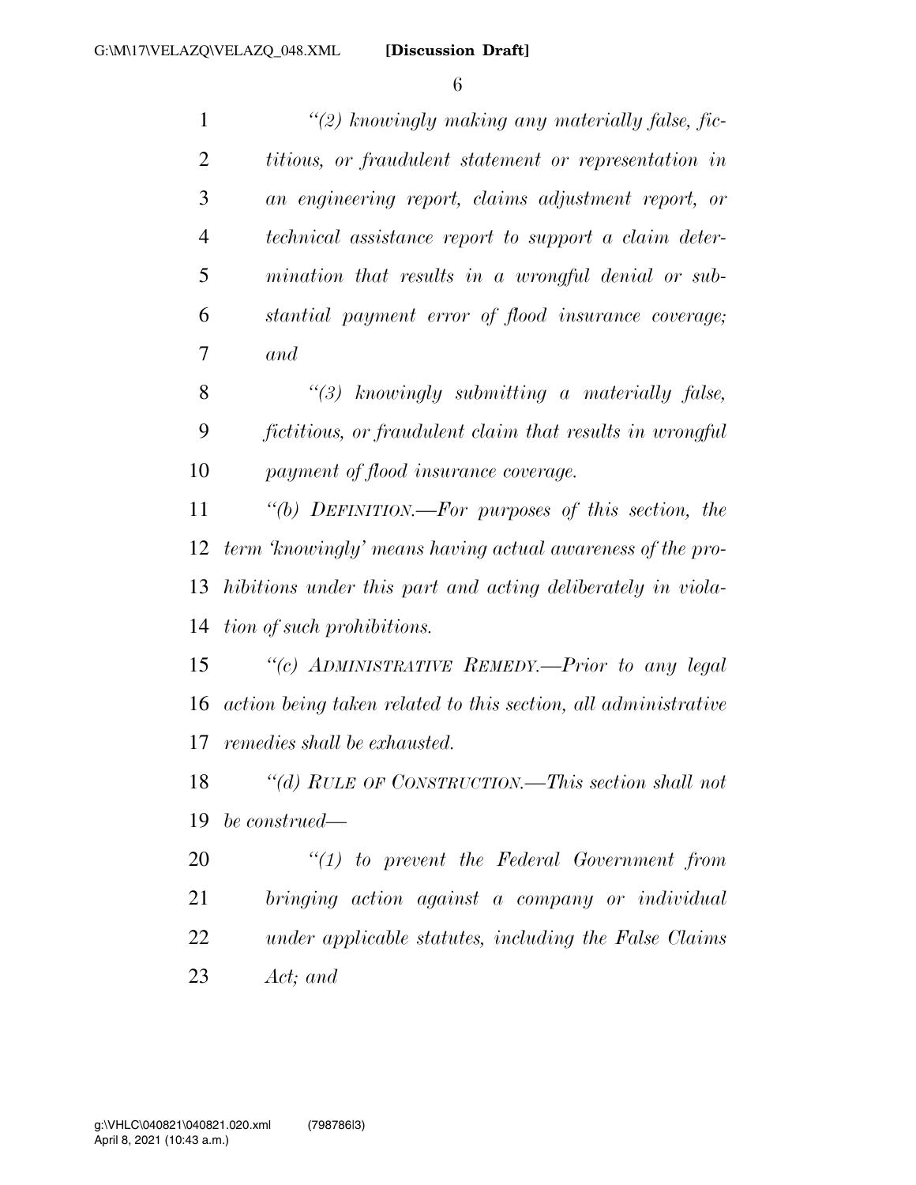*"(2) knowingly making any materially false, fictitious, or fraudulent statement or representation in an engineering report, claims adjustment report, or technical assistance report to support a claim determination that results in a wrongful denial or substantial payment error of flood insurance coverage; and*

*"(3) knowingly submitting a materially false, fictitious, or fraudulent claim that results in wrongful payment of flood insurance coverage.*

*"(b) DEFINITION.—For purposes of this section, the term 'knowingly' means having actual awareness of the prohibitions under this part and acting deliberately in violation of such prohibitions.*

*"(c) ADMINISTRATIVE REMEDY.—Prior to any legal action being taken related to this section, all administrative remedies shall be exhausted.*

*"(d) RULE OF CONSTRUCTION.—This section shall not be construed—*

*"(1) to prevent the Federal Government from bringing action against a company or individual under applicable statutes, including the False Claims Act; and*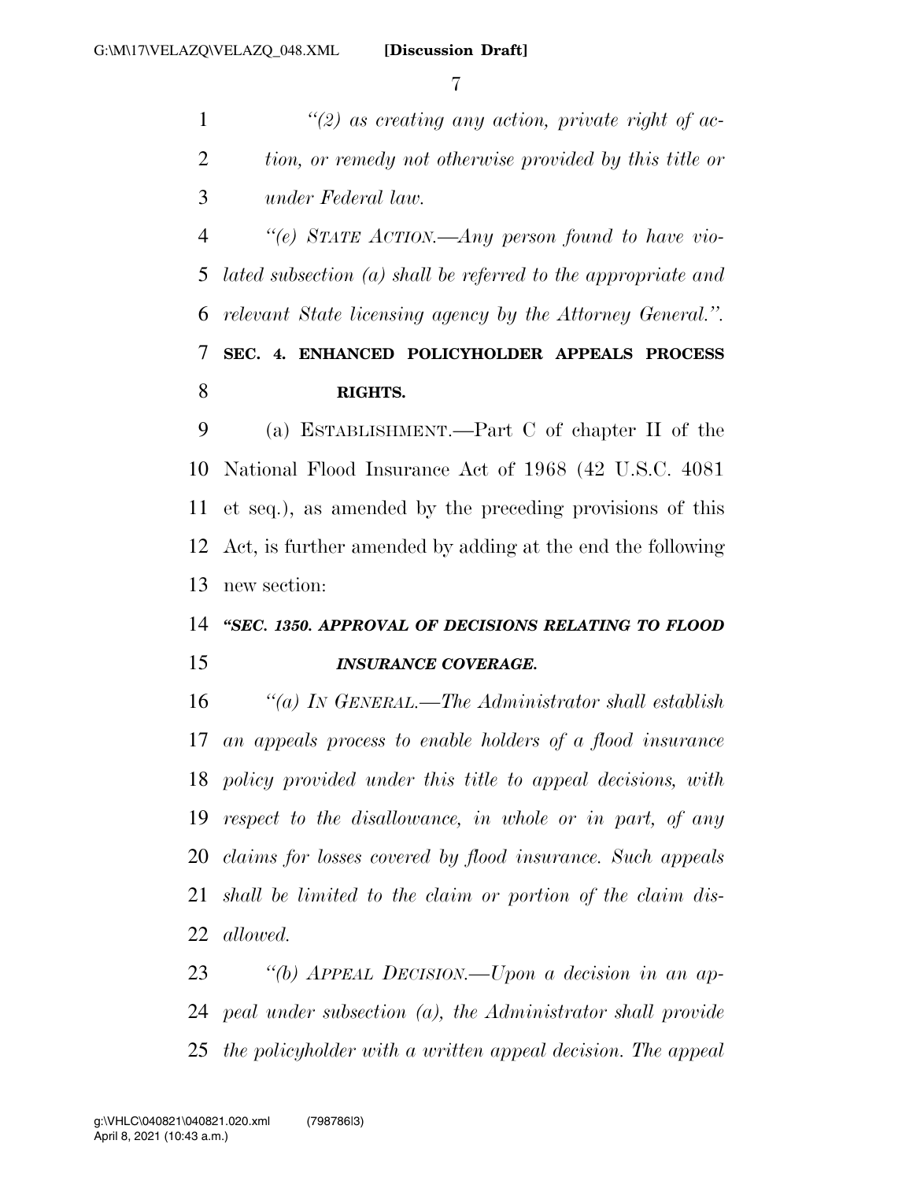*"(2) as creating any action, private right of action, or remedy not otherwise provided by this title or under Federal law.*

*"(e) STATE ACTION.—Any person found to have violated subsection (a) shall be referred to the appropriate and relevant State licensing agency by the Attorney General.".*

**SEC. 4. ENHANCED POLICYHOLDER APPEALS PROCESS RIGHTS.**

(a) ESTABLISHMENT.—Part C of chapter II of the National Flood Insurance Act of 1968 (42 U.S.C. 4081 et seq.), as amended by the preceding provisions of this Act, is further amended by adding at the end the following new section:

***"SEC. 1350. APPROVAL OF DECISIONS RELATING TO FLOOD INSURANCE COVERAGE.***

*"(a) IN GENERAL.—The Administrator shall establish an appeals process to enable holders of a flood insurance policy provided under this title to appeal decisions, with respect to the disallowance, in whole or in part, of any claims for losses covered by flood insurance. Such appeals shall be limited to the claim or portion of the claim disallowed.*

*"(b) APPEAL DECISION.—Upon a decision in an appeal under subsection (a), the Administrator shall provide the policyholder with a written appeal decision. The appeal*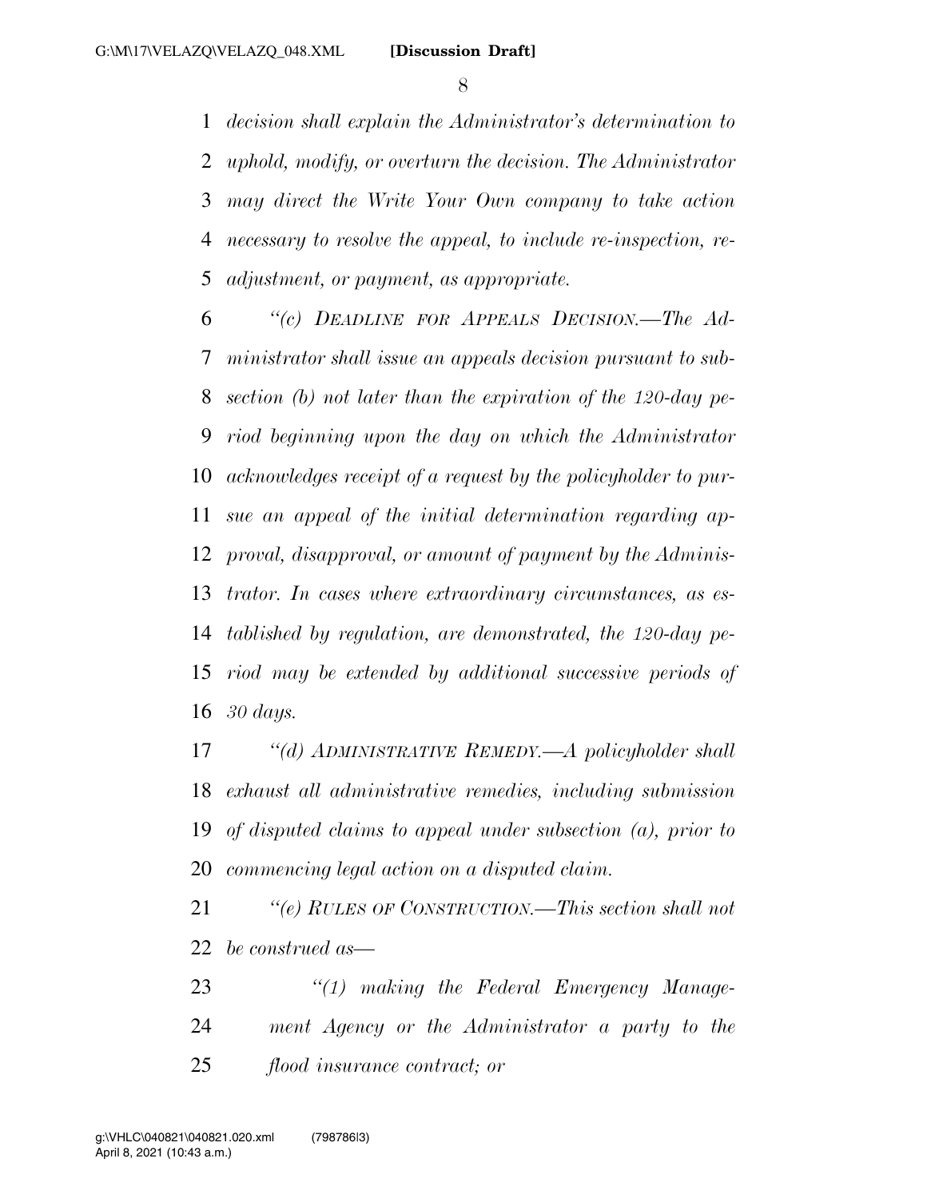*decision shall explain the Administrator's determination to uphold, modify, or overturn the decision. The Administrator may direct the Write Your Own company to take action necessary to resolve the appeal, to include re-inspection, re-adjustment, or payment, as appropriate.*

*"(c) DEADLINE FOR APPEALS DECISION.—The Administrator shall issue an appeals decision pursuant to subsection (b) not later than the expiration of the 120-day period beginning upon the day on which the Administrator acknowledges receipt of a request by the policyholder to pursue an appeal of the initial determination regarding approval, disapproval, or amount of payment by the Administrator. In cases where extraordinary circumstances, as established by regulation, are demonstrated, the 120-day period may be extended by additional successive periods of 30 days.*

*"(d) ADMINISTRATIVE REMEDY.—A policyholder shall exhaust all administrative remedies, including submission of disputed claims to appeal under subsection (a), prior to commencing legal action on a disputed claim.*

*"(e) RULES OF CONSTRUCTION.—This section shall not be construed as—*

*"(1) making the Federal Emergency Management Agency or the Administrator a party to the flood insurance contract; or*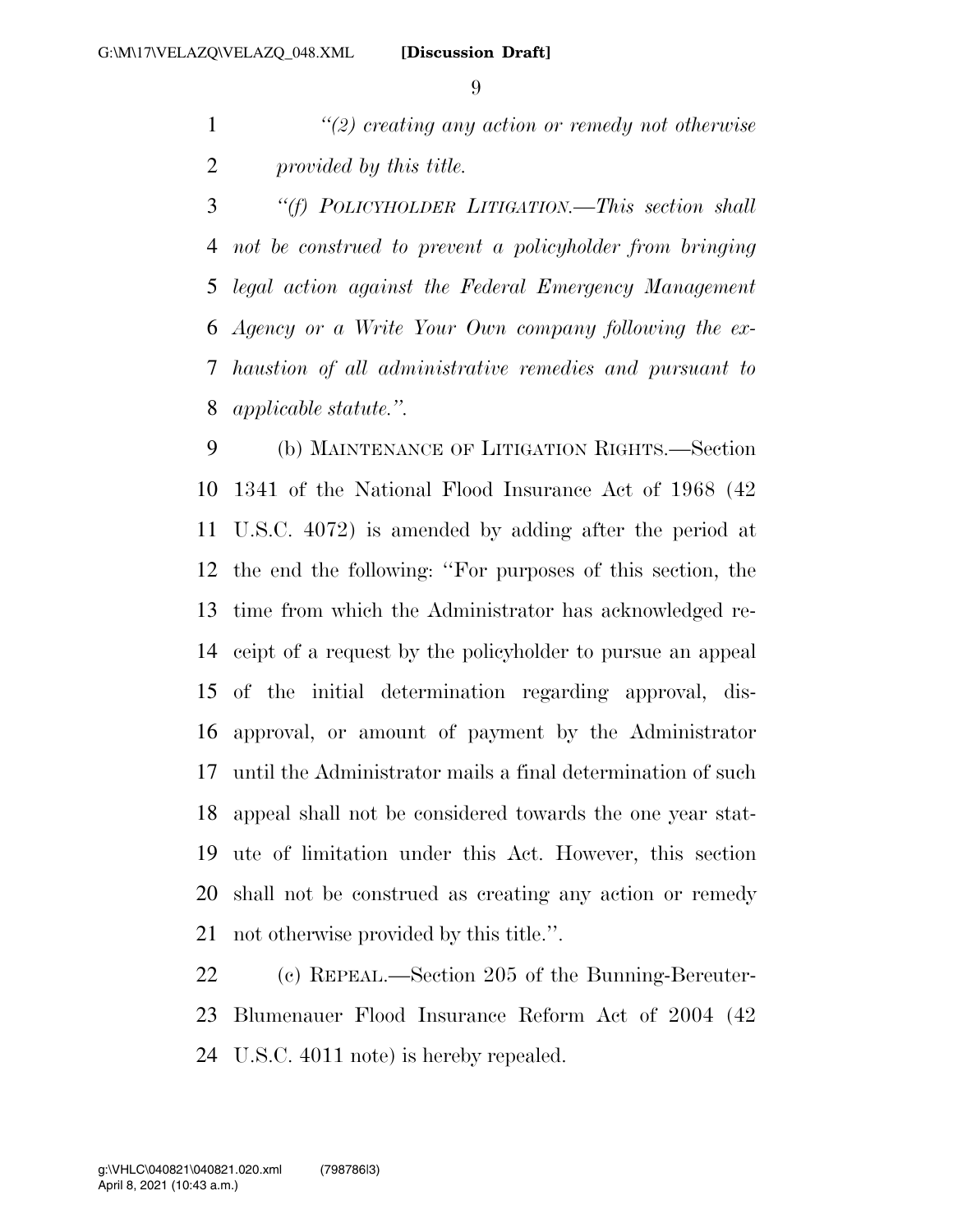*"(2) creating any action or remedy not otherwise provided by this title.*

*"(f) POLICYHOLDER LITIGATION.—This section shall not be construed to prevent a policyholder from bringing legal action against the Federal Emergency Management Agency or a Write Your Own company following the exhaustion of all administrative remedies and pursuant to applicable statute.".*

(b) MAINTENANCE OF LITIGATION RIGHTS.—Section 1341 of the National Flood Insurance Act of 1968 (42 U.S.C. 4072) is amended by adding after the period at the end the following: "For purposes of this section, the time from which the Administrator has acknowledged receipt of a request by the policyholder to pursue an appeal of the initial determination regarding approval, disapproval, or amount of payment by the Administrator until the Administrator mails a final determination of such appeal shall not be considered towards the one year statute of limitation under this Act. However, this section shall not be construed as creating any action or remedy not otherwise provided by this title.".

(c) REPEAL.—Section 205 of the Bunning-Bereuter-Blumenauer Flood Insurance Reform Act of 2004 (42 U.S.C. 4011 note) is hereby repealed.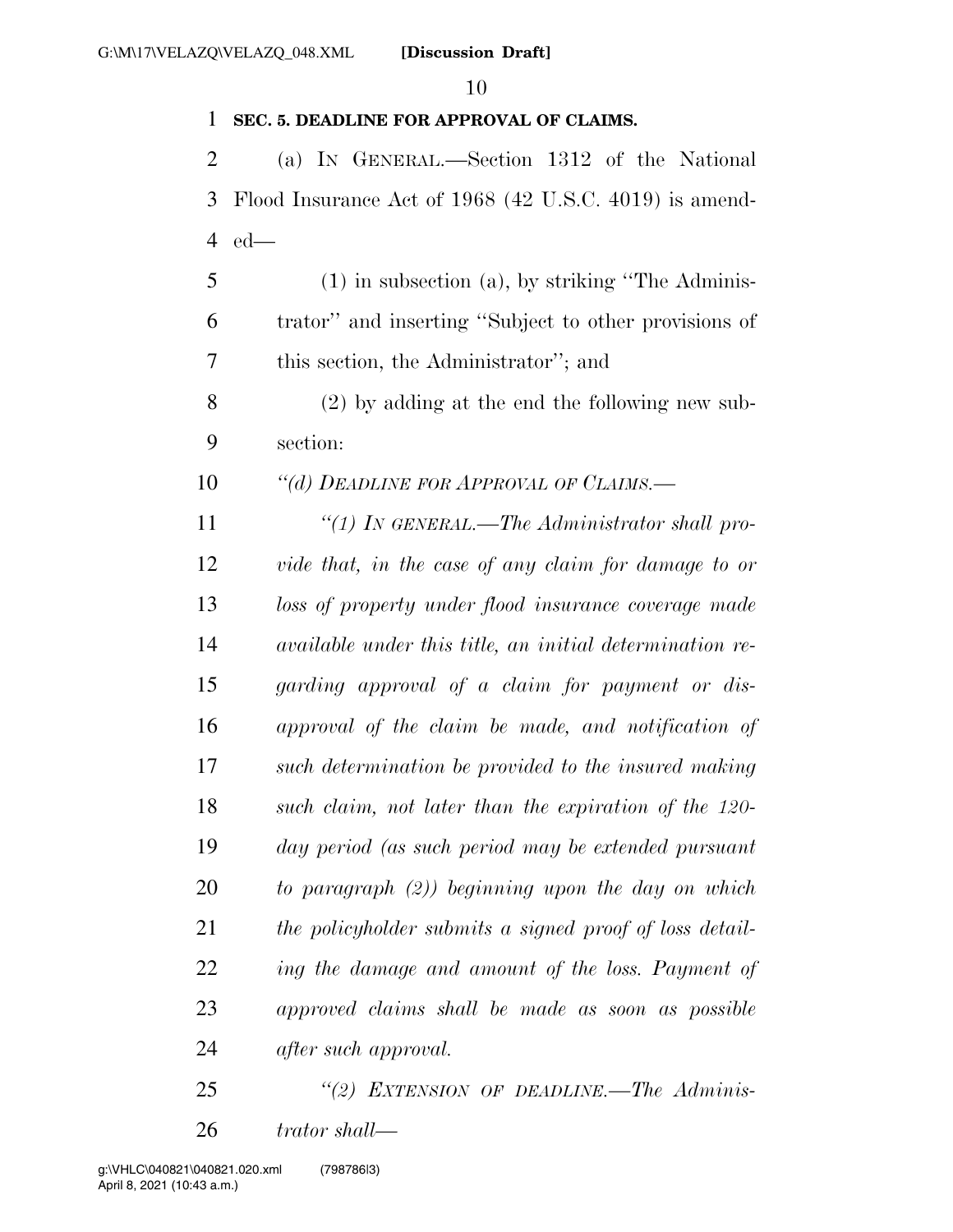**SEC. 5. DEADLINE FOR APPROVAL OF CLAIMS.**

(a) IN GENERAL.—Section 1312 of the National Flood Insurance Act of 1968 (42 U.S.C. 4019) is amended—

(1) in subsection (a), by striking "The Administrator" and inserting "Subject to other provisions of this section, the Administrator"; and

(2) by adding at the end the following new subsection:

*"(d) DEADLINE FOR APPROVAL OF CLAIMS.—*

*"(1) IN GENERAL.—The Administrator shall provide that, in the case of any claim for damage to or loss of property under flood insurance coverage made available under this title, an initial determination regarding approval of a claim for payment or disapproval of the claim be made, and notification of such determination be provided to the insured making such claim, not later than the expiration of the 120-day period (as such period may be extended pursuant to paragraph (2)) beginning upon the day on which the policyholder submits a signed proof of loss detailing the damage and amount of the loss. Payment of approved claims shall be made as soon as possible after such approval.*

*"(2) EXTENSION OF DEADLINE.—The Administrator shall—*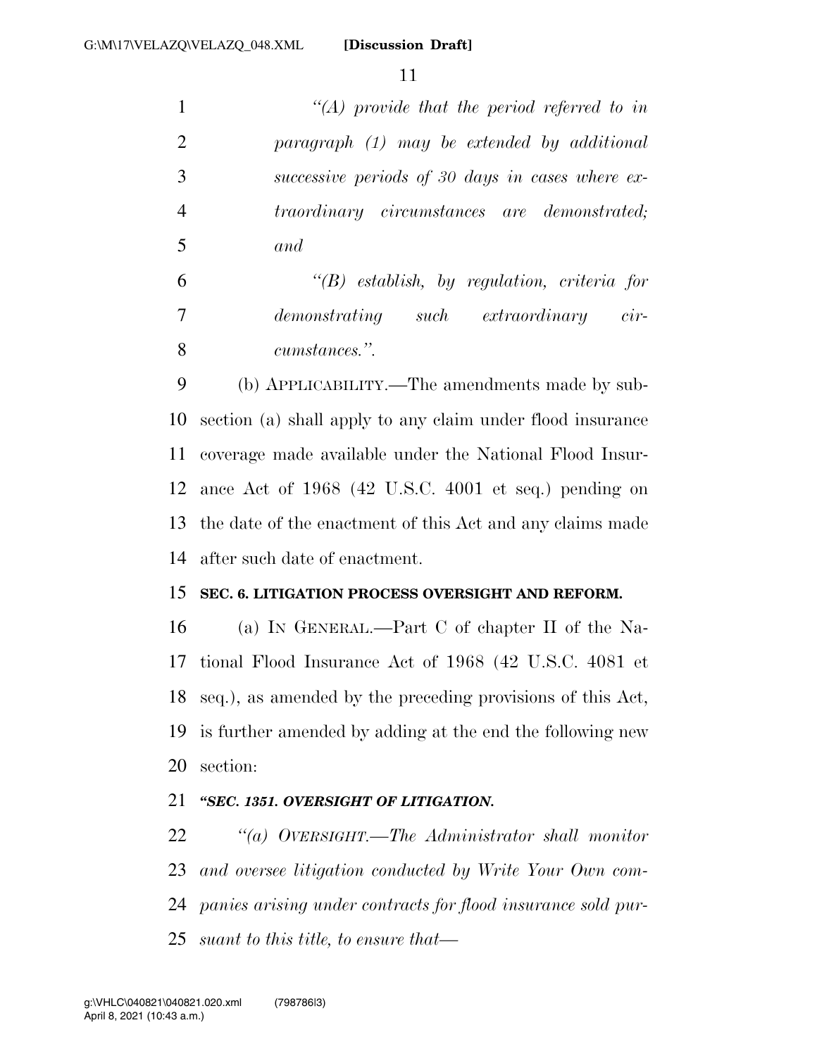*"(A) provide that the period referred to in paragraph (1) may be extended by additional successive periods of 30 days in cases where extraordinary circumstances are demonstrated; and*

*"(B) establish, by regulation, criteria for demonstrating such extraordinary circumstances.".*

(b) APPLICABILITY.—The amendments made by subsection (a) shall apply to any claim under flood insurance coverage made available under the National Flood Insurance Act of 1968 (42 U.S.C. 4001 et seq.) pending on the date of the enactment of this Act and any claims made after such date of enactment.

**SEC. 6. LITIGATION PROCESS OVERSIGHT AND REFORM.**

(a) IN GENERAL.—Part C of chapter II of the National Flood Insurance Act of 1968 (42 U.S.C. 4081 et seq.), as amended by the preceding provisions of this Act, is further amended by adding at the end the following new section:

***"SEC. 1351. OVERSIGHT OF LITIGATION.***

*"(a) OVERSIGHT.—The Administrator shall monitor and oversee litigation conducted by Write Your Own companies arising under contracts for flood insurance sold pursuant to this title, to ensure that—*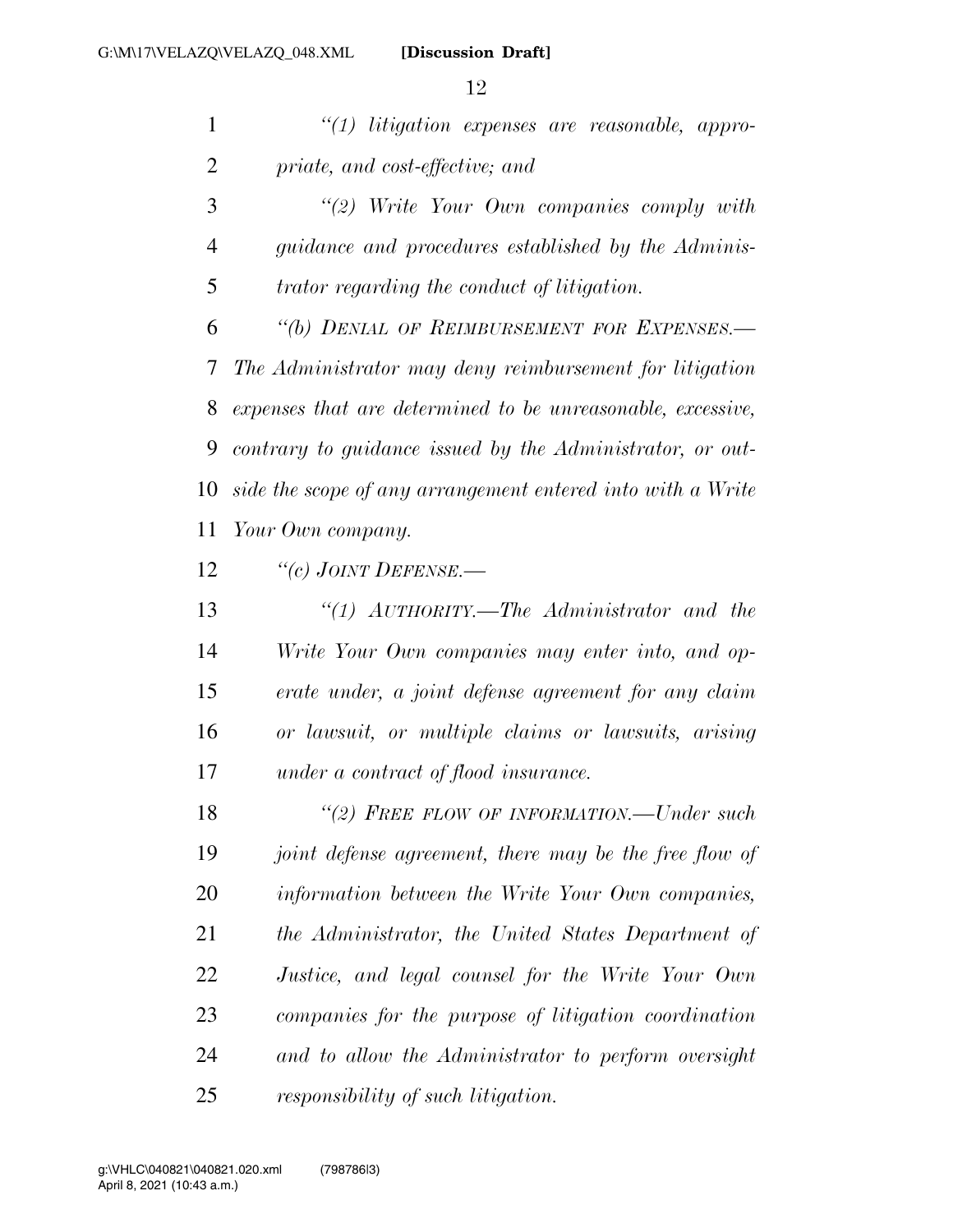*"(1) litigation expenses are reasonable, appropriate, and cost-effective; and*

*"(2) Write Your Own companies comply with guidance and procedures established by the Administrator regarding the conduct of litigation.*

*"(b) DENIAL OF REIMBURSEMENT FOR EXPENSES.— The Administrator may deny reimbursement for litigation expenses that are determined to be unreasonable, excessive, contrary to guidance issued by the Administrator, or outside the scope of any arrangement entered into with a Write Your Own company.*

*"(c) JOINT DEFENSE.—*

*"(1) AUTHORITY.—The Administrator and the Write Your Own companies may enter into, and operate under, a joint defense agreement for any claim or lawsuit, or multiple claims or lawsuits, arising under a contract of flood insurance.*

*"(2) FREE FLOW OF INFORMATION.—Under such joint defense agreement, there may be the free flow of information between the Write Your Own companies, the Administrator, the United States Department of Justice, and legal counsel for the Write Your Own companies for the purpose of litigation coordination and to allow the Administrator to perform oversight responsibility of such litigation.*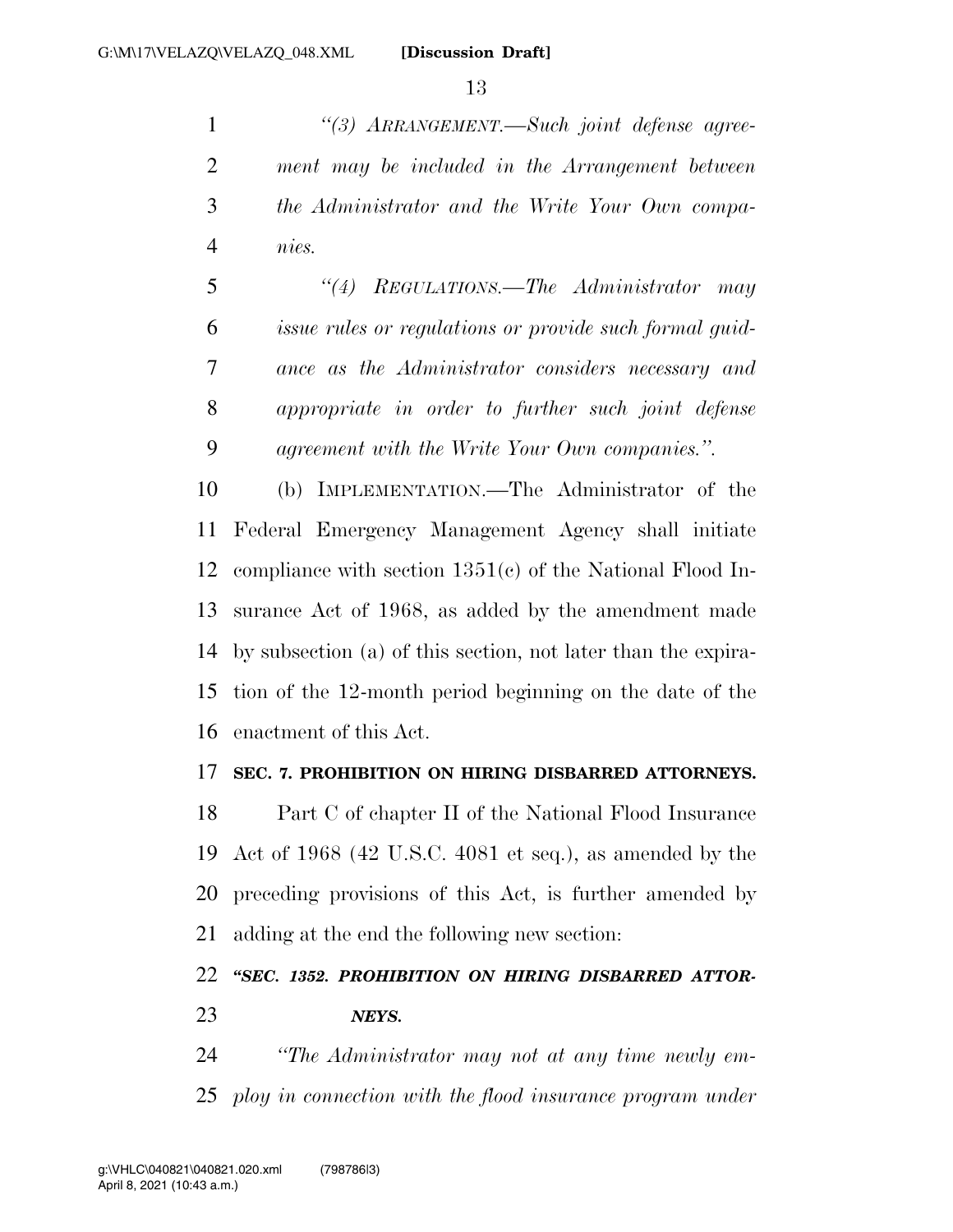*“(3) ARRANGEMENT.—Such joint defense agreement may be included in the Arrangement between the Administrator and the Write Your Own companies.*

*“(4) REGULATIONS.—The Administrator may issue rules or regulations or provide such formal guidance as the Administrator considers necessary and appropriate in order to further such joint defense agreement with the Write Your Own companies.”.*

(b) IMPLEMENTATION.—The Administrator of the Federal Emergency Management Agency shall initiate compliance with section 1351(c) of the National Flood Insurance Act of 1968, as added by the amendment made by subsection (a) of this section, not later than the expiration of the 12-month period beginning on the date of the enactment of this Act.

**SEC. 7. PROHIBITION ON HIRING DISBARRED ATTORNEYS.**

Part C of chapter II of the National Flood Insurance Act of 1968 (42 U.S.C. 4081 et seq.), as amended by the preceding provisions of this Act, is further amended by adding at the end the following new section:

***“SEC. 1352. PROHIBITION ON HIRING DISBARRED ATTORNEYS.***

*“The Administrator may not at any time newly employ in connection with the flood insurance program under*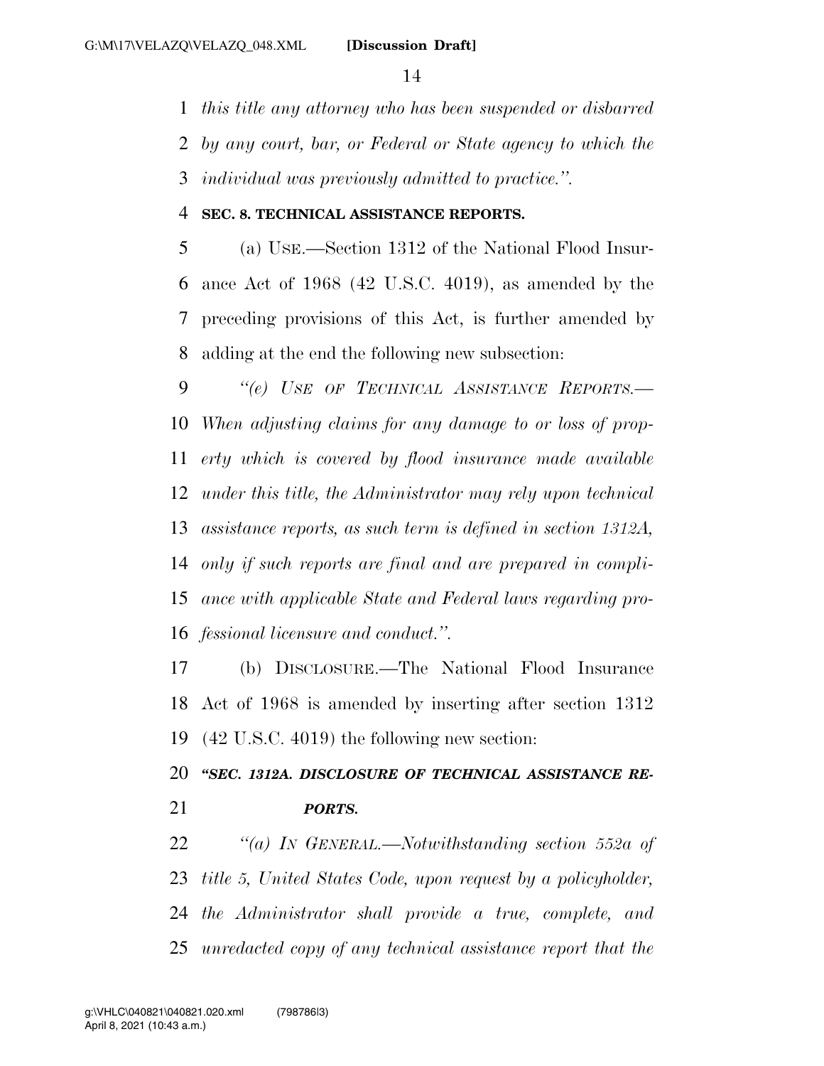*this title any attorney who has been suspended or disbarred by any court, bar, or Federal or State agency to which the individual was previously admitted to practice.''.*

**SEC. 8. TECHNICAL ASSISTANCE REPORTS.**

(a) USE.—Section 1312 of the National Flood Insurance Act of 1968 (42 U.S.C. 4019), as amended by the preceding provisions of this Act, is further amended by adding at the end the following new subsection:

*''(e) USE OF TECHNICAL ASSISTANCE REPORTS.—When adjusting claims for any damage to or loss of property which is covered by flood insurance made available under this title, the Administrator may rely upon technical assistance reports, as such term is defined in section 1312A, only if such reports are final and are prepared in compliance with applicable State and Federal laws regarding professional licensure and conduct.''.*

(b) DISCLOSURE.—The National Flood Insurance Act of 1968 is amended by inserting after section 1312 (42 U.S.C. 4019) the following new section:

***''SEC. 1312A. DISCLOSURE OF TECHNICAL ASSISTANCE REPORTS.***

*''(a) IN GENERAL.—Notwithstanding section 552a of title 5, United States Code, upon request by a policyholder, the Administrator shall provide a true, complete, and unredacted copy of any technical assistance report that the*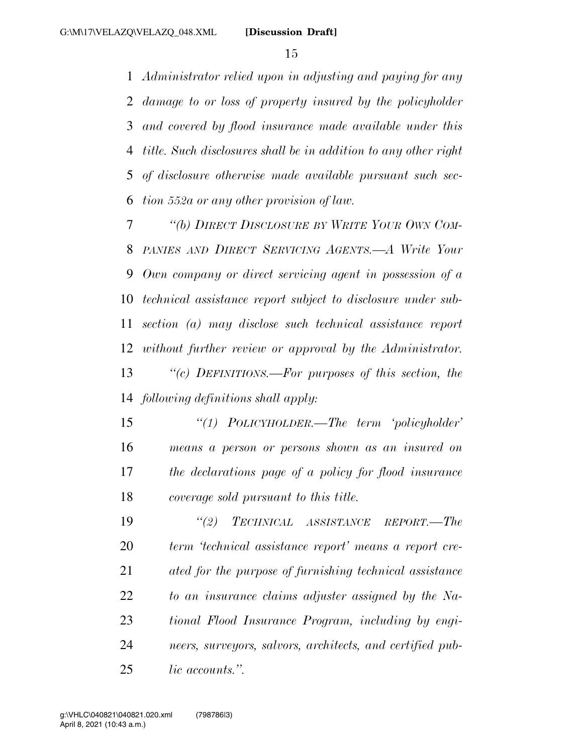*Administrator relied upon in adjusting and paying for any damage to or loss of property insured by the policyholder and covered by flood insurance made available under this title. Such disclosures shall be in addition to any other right of disclosure otherwise made available pursuant such section 552a or any other provision of law.*

*"(b) DIRECT DISCLOSURE BY WRITE YOUR OWN COMPANIES AND DIRECT SERVICING AGENTS.—A Write Your Own company or direct servicing agent in possession of a technical assistance report subject to disclosure under subsection (a) may disclose such technical assistance report without further review or approval by the Administrator.*

*"(c) DEFINITIONS.—For purposes of this section, the following definitions shall apply:*

*"(1) POLICYHOLDER.—The term 'policyholder' means a person or persons shown as an insured on the declarations page of a policy for flood insurance coverage sold pursuant to this title.*

*"(2) TECHNICAL ASSISTANCE REPORT.—The term 'technical assistance report' means a report created for the purpose of furnishing technical assistance to an insurance claims adjuster assigned by the National Flood Insurance Program, including by engineers, surveyors, salvors, architects, and certified public accounts.".*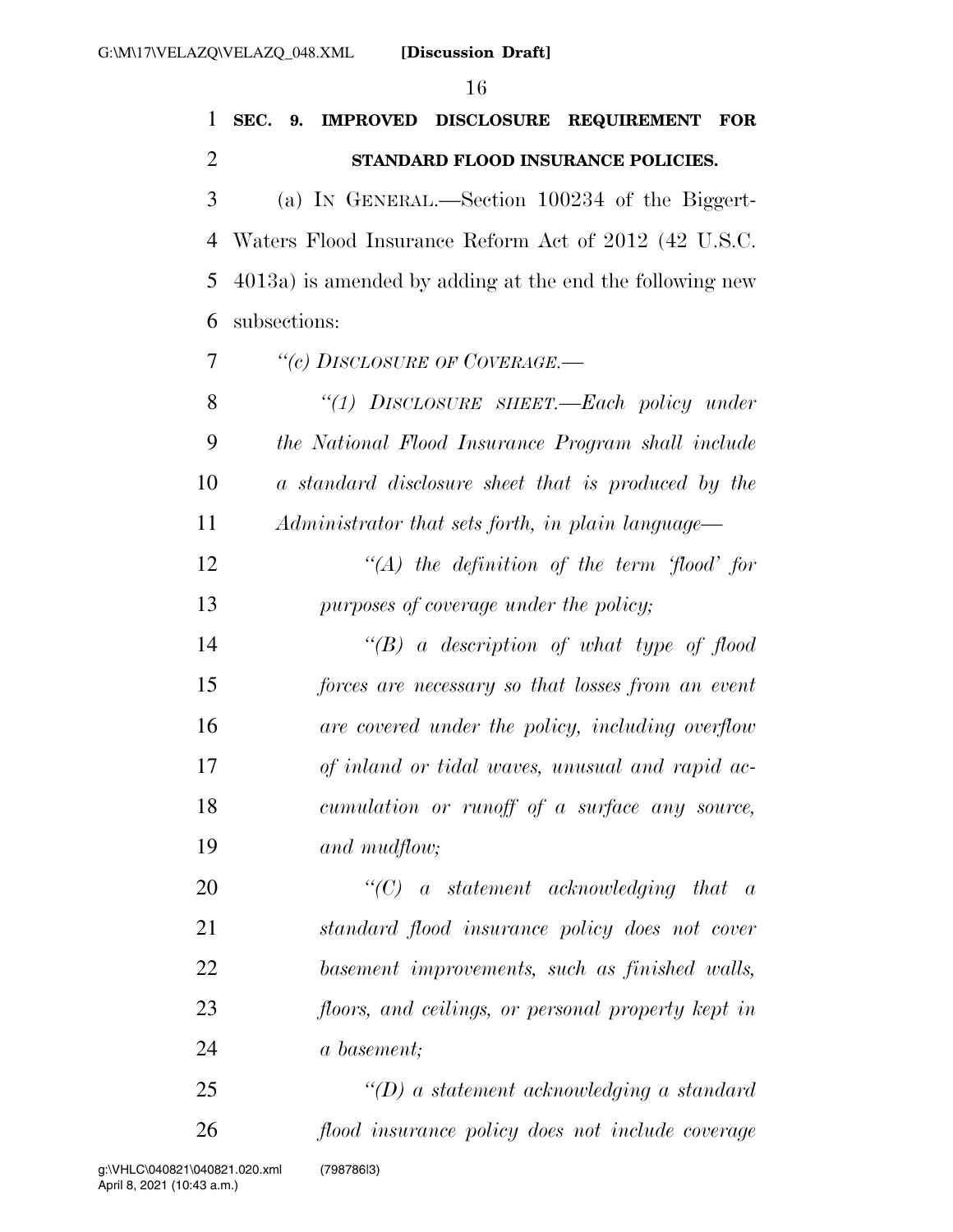**SEC. 9. IMPROVED DISCLOSURE REQUIREMENT FOR STANDARD FLOOD INSURANCE POLICIES.**

(a) IN GENERAL.—Section 100234 of the Biggert-Waters Flood Insurance Reform Act of 2012 (42 U.S.C. 4013a) is amended by adding at the end the following new subsections:

*"(c) DISCLOSURE OF COVERAGE.—*

*"(1) DISCLOSURE SHEET.—Each policy under the National Flood Insurance Program shall include a standard disclosure sheet that is produced by the Administrator that sets forth, in plain language—*

*"(A) the definition of the term 'flood' for purposes of coverage under the policy;*

*"(B) a description of what type of flood forces are necessary so that losses from an event are covered under the policy, including overflow of inland or tidal waves, unusual and rapid accumulation or runoff of a surface any source, and mudflow;*

*"(C) a statement acknowledging that a standard flood insurance policy does not cover basement improvements, such as finished walls, floors, and ceilings, or personal property kept in a basement;*

*"(D) a statement acknowledging a standard flood insurance policy does not include coverage*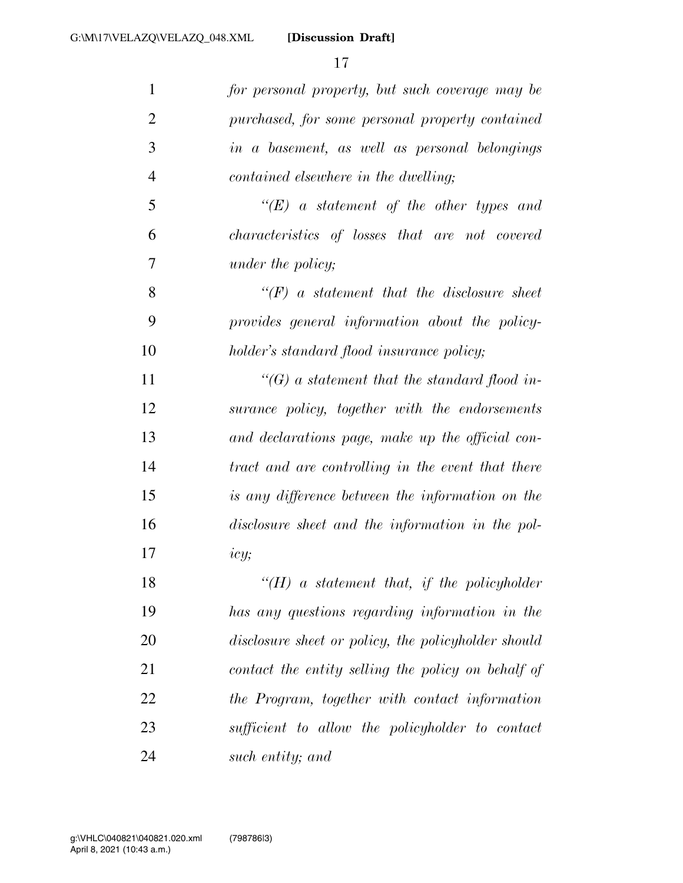*for personal property, but such coverage may be purchased, for some personal property contained in a basement, as well as personal belongings contained elsewhere in the dwelling;*

*"(E) a statement of the other types and characteristics of losses that are not covered under the policy;*

*"(F) a statement that the disclosure sheet provides general information about the policyholder's standard flood insurance policy;*

*"(G) a statement that the standard flood insurance policy, together with the endorsements and declarations page, make up the official contract and are controlling in the event that there is any difference between the information on the disclosure sheet and the information in the policy;*

*"(H) a statement that, if the policyholder has any questions regarding information in the disclosure sheet or policy, the policyholder should contact the entity selling the policy on behalf of the Program, together with contact information sufficient to allow the policyholder to contact such entity; and*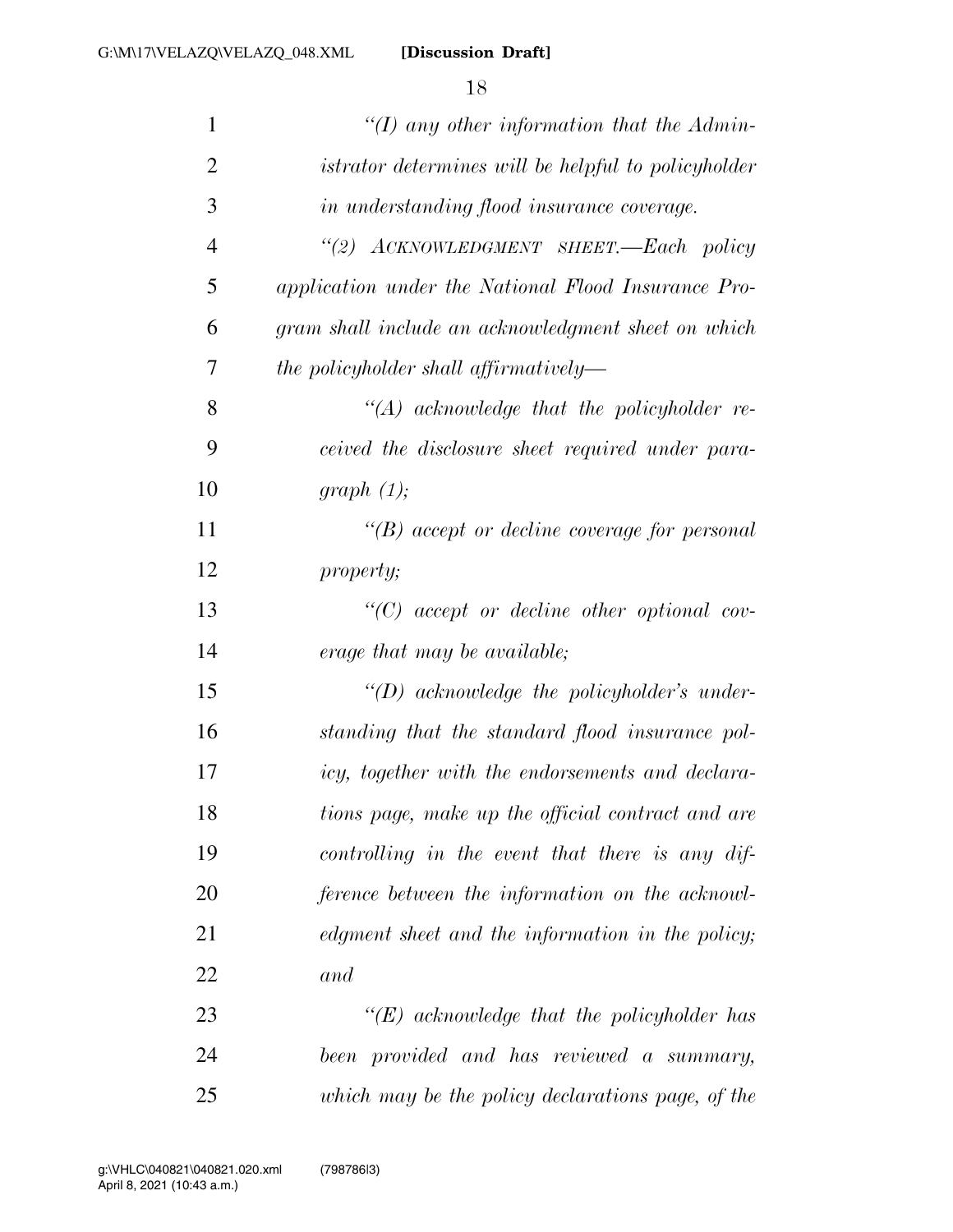*"(I) any other information that the Administrator determines will be helpful to policyholder in understanding flood insurance coverage.*

*"(2) ACKNOWLEDGMENT SHEET.—Each policy application under the National Flood Insurance Program shall include an acknowledgment sheet on which the policyholder shall affirmatively—*

*"(A) acknowledge that the policyholder received the disclosure sheet required under paragraph (1);*

*"(B) accept or decline coverage for personal property;*

*"(C) accept or decline other optional coverage that may be available;*

*"(D) acknowledge the policyholder's understanding that the standard flood insurance policy, together with the endorsements and declarations page, make up the official contract and are controlling in the event that there is any difference between the information on the acknowledgment sheet and the information in the policy; and*

*"(E) acknowledge that the policyholder has been provided and has reviewed a summary, which may be the policy declarations page, of the*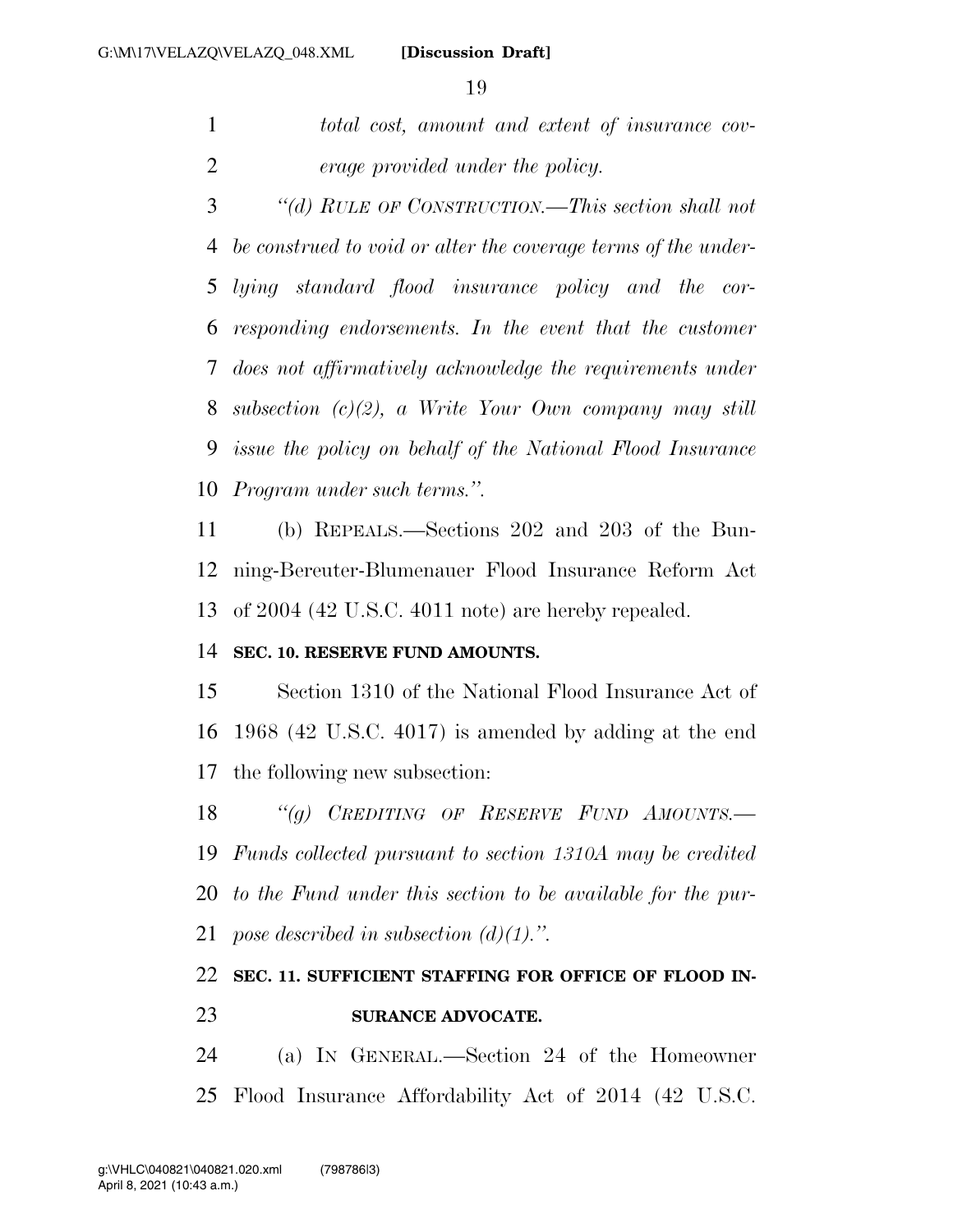*total cost, amount and extent of insurance coverage provided under the policy.*

*"(d) RULE OF CONSTRUCTION.—This section shall not be construed to void or alter the coverage terms of the underlying standard flood insurance policy and the corresponding endorsements. In the event that the customer does not affirmatively acknowledge the requirements under subsection (c)(2), a Write Your Own company may still issue the policy on behalf of the National Flood Insurance Program under such terms.".*

(b) REPEALS.—Sections 202 and 203 of the Bunning-Bereuter-Blumenauer Flood Insurance Reform Act of 2004 (42 U.S.C. 4011 note) are hereby repealed.

**SEC. 10. RESERVE FUND AMOUNTS.**

Section 1310 of the National Flood Insurance Act of 1968 (42 U.S.C. 4017) is amended by adding at the end the following new subsection:

*"(g) CREDITING OF RESERVE FUND AMOUNTS.—Funds collected pursuant to section 1310A may be credited to the Fund under this section to be available for the purpose described in subsection (d)(1).".*

**SEC. 11. SUFFICIENT STAFFING FOR OFFICE OF FLOOD INSURANCE ADVOCATE.**

(a) IN GENERAL.—Section 24 of the Homeowner Flood Insurance Affordability Act of 2014 (42 U.S.C.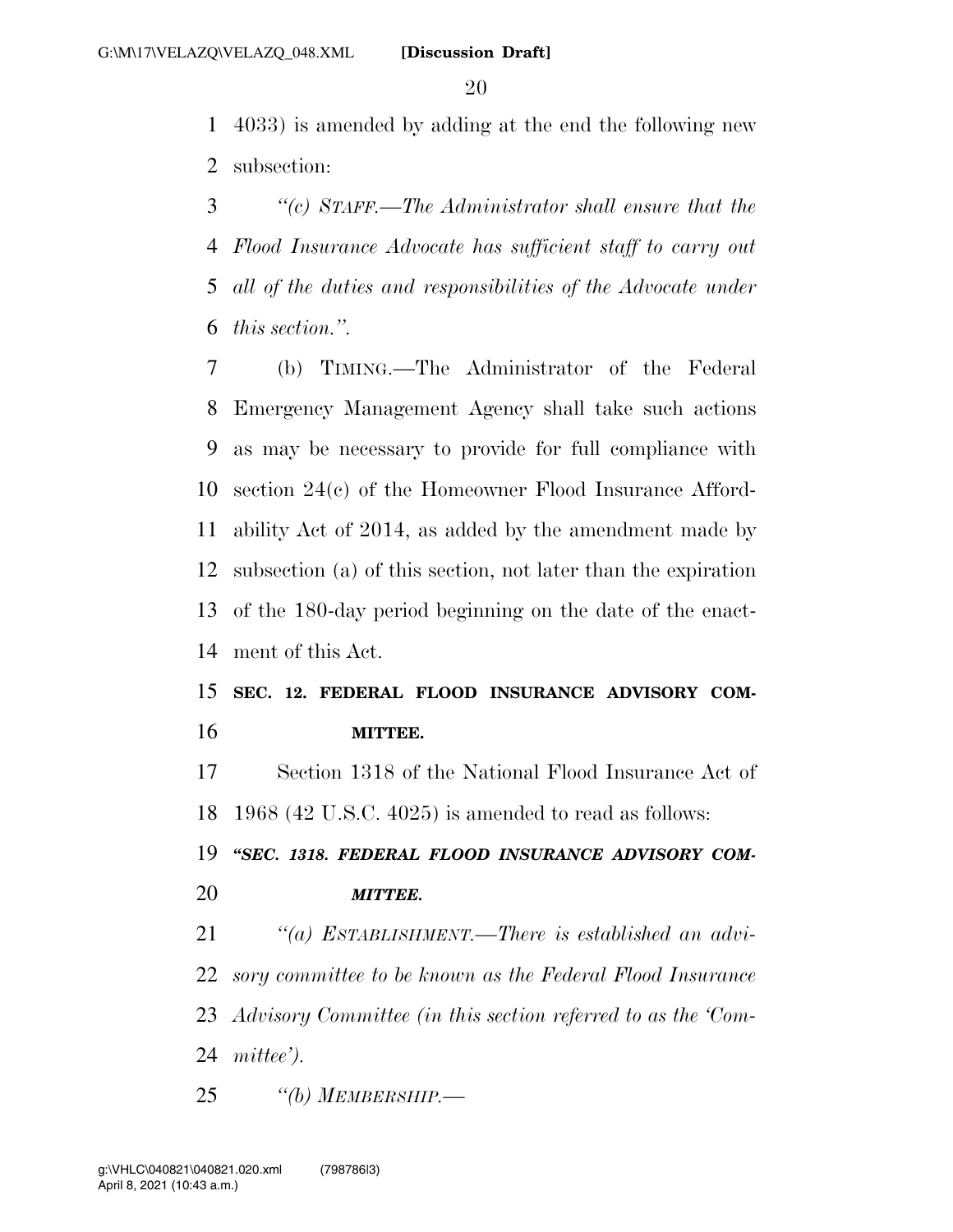4033) is amended by adding at the end the following new subsection:

*"(c) STAFF.—The Administrator shall ensure that the Flood Insurance Advocate has sufficient staff to carry out all of the duties and responsibilities of the Advocate under this section.".*

(b) TIMING.—The Administrator of the Federal Emergency Management Agency shall take such actions as may be necessary to provide for full compliance with section 24(c) of the Homeowner Flood Insurance Affordability Act of 2014, as added by the amendment made by subsection (a) of this section, not later than the expiration of the 180-day period beginning on the date of the enactment of this Act.

**SEC. 12. FEDERAL FLOOD INSURANCE ADVISORY COMMITTEE.**

Section 1318 of the National Flood Insurance Act of 1968 (42 U.S.C. 4025) is amended to read as follows:

***"SEC. 1318. FEDERAL FLOOD INSURANCE ADVISORY COMMITTEE.***

*"(a) ESTABLISHMENT.—There is established an advisory committee to be known as the Federal Flood Insurance Advisory Committee (in this section referred to as the 'Committee').*

*"(b) MEMBERSHIP.—*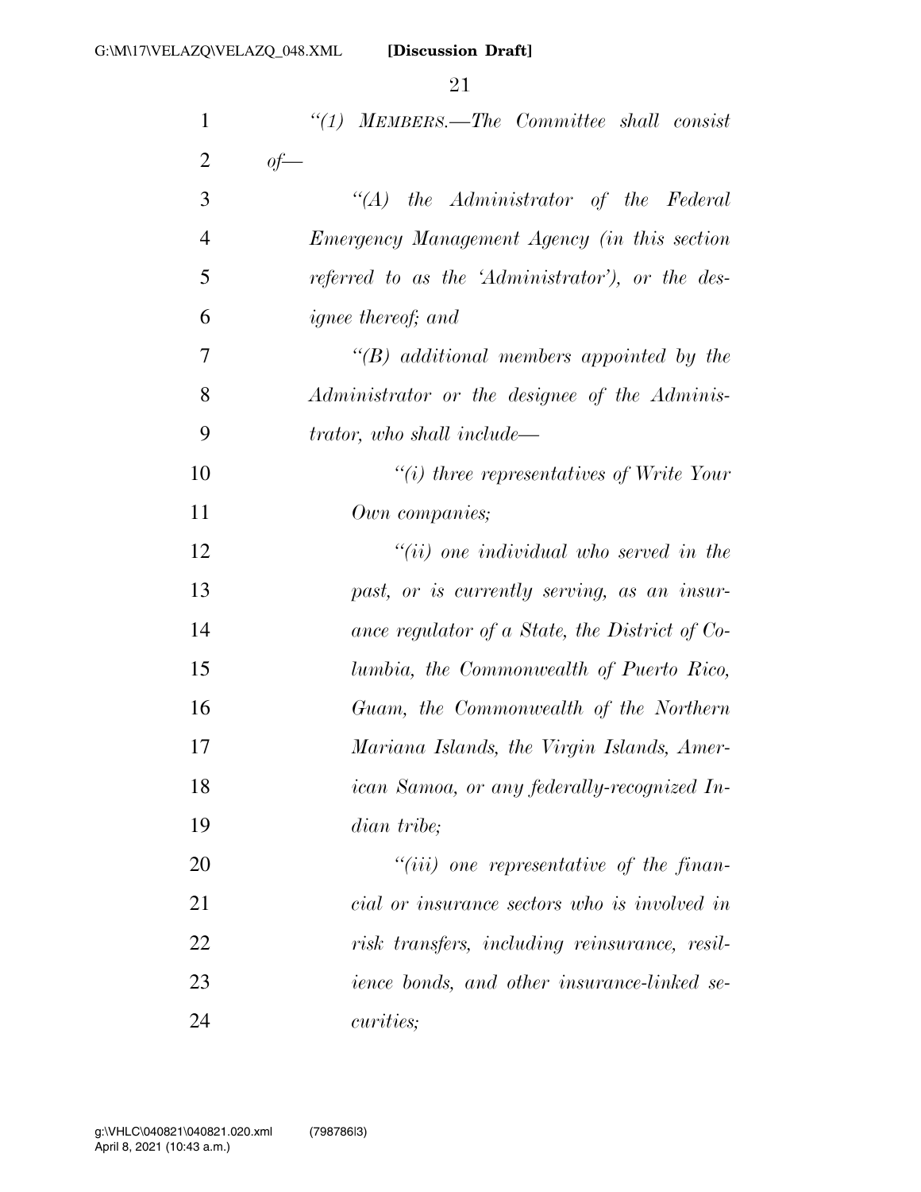*"(1) MEMBERS.—The Committee shall consist of—*

*"(A) the Administrator of the Federal Emergency Management Agency (in this section referred to as the 'Administrator'), or the designee thereof; and*

*"(B) additional members appointed by the Administrator or the designee of the Administrator, who shall include—*

*"(i) three representatives of Write Your Own companies;*

*"(ii) one individual who served in the past, or is currently serving, as an insurance regulator of a State, the District of Columbia, the Commonwealth of Puerto Rico, Guam, the Commonwealth of the Northern Mariana Islands, the Virgin Islands, American Samoa, or any federally-recognized Indian tribe;*

*"(iii) one representative of the financial or insurance sectors who is involved in risk transfers, including reinsurance, resilience bonds, and other insurance-linked securities;*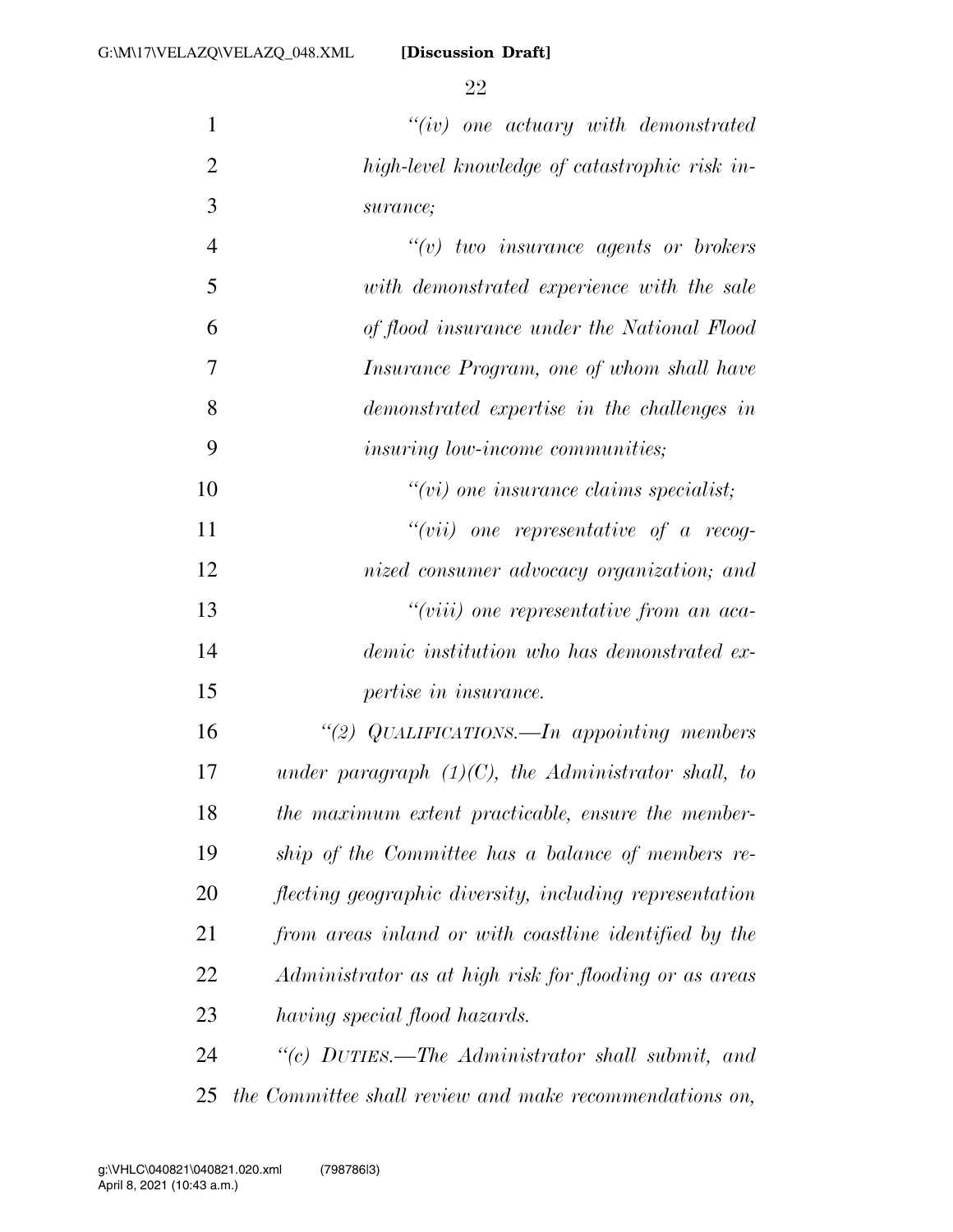*"(iv) one actuary with demonstrated high-level knowledge of catastrophic risk insurance;*

*"(v) two insurance agents or brokers with demonstrated experience with the sale of flood insurance under the National Flood Insurance Program, one of whom shall have demonstrated expertise in the challenges in insuring low-income communities;*

*"(vi) one insurance claims specialist;*

*"(vii) one representative of a recognized consumer advocacy organization; and*

*"(viii) one representative from an academic institution who has demonstrated expertise in insurance.*

*"(2) QUALIFICATIONS.—In appointing members under paragraph (1)(C), the Administrator shall, to the maximum extent practicable, ensure the membership of the Committee has a balance of members reflecting geographic diversity, including representation from areas inland or with coastline identified by the Administrator as at high risk for flooding or as areas having special flood hazards.*

*"(c) DUTIES.—The Administrator shall submit, and the Committee shall review and make recommendations on,*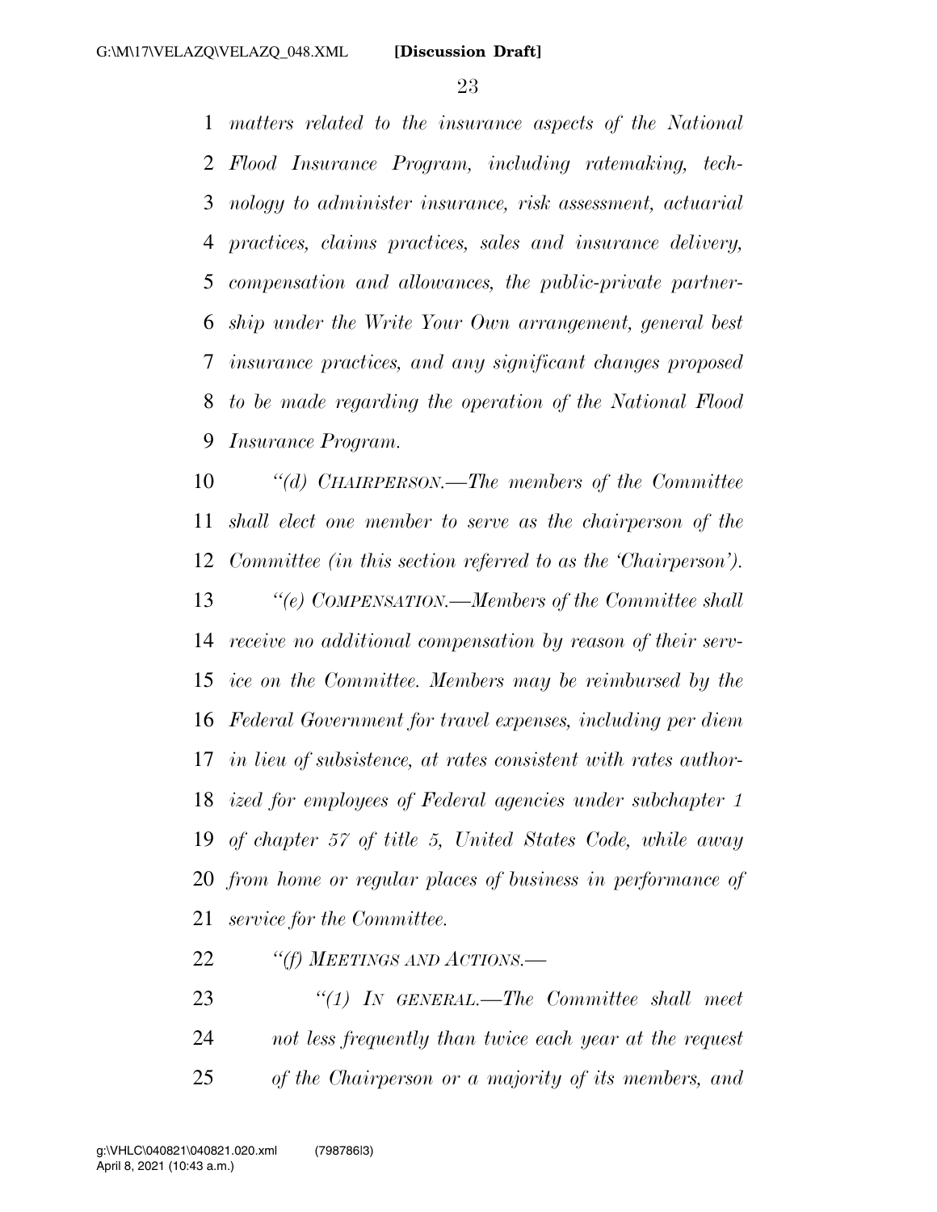*matters related to the insurance aspects of the National Flood Insurance Program, including ratemaking, technology to administer insurance, risk assessment, actuarial practices, claims practices, sales and insurance delivery, compensation and allowances, the public-private partnership under the Write Your Own arrangement, general best insurance practices, and any significant changes proposed to be made regarding the operation of the National Flood Insurance Program.*

*"(d) CHAIRPERSON.—The members of the Committee shall elect one member to serve as the chairperson of the Committee (in this section referred to as the 'Chairperson').*

*"(e) COMPENSATION.—Members of the Committee shall receive no additional compensation by reason of their service on the Committee. Members may be reimbursed by the Federal Government for travel expenses, including per diem in lieu of subsistence, at rates consistent with rates authorized for employees of Federal agencies under subchapter 1 of chapter 57 of title 5, United States Code, while away from home or regular places of business in performance of service for the Committee.*

*"(f) MEETINGS AND ACTIONS.—*

*"(1) IN GENERAL.—The Committee shall meet not less frequently than twice each year at the request of the Chairperson or a majority of its members, and*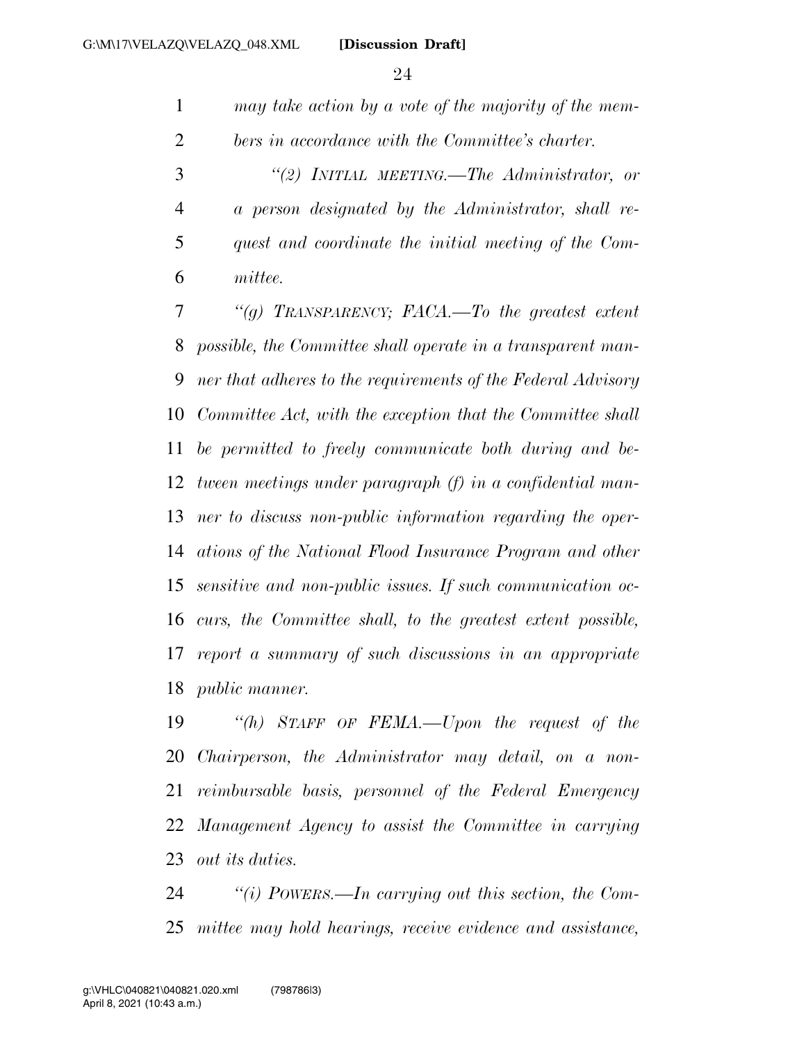*may take action by a vote of the majority of the members in accordance with the Committee's charter.*

*"(2) INITIAL MEETING.—The Administrator, or a person designated by the Administrator, shall request and coordinate the initial meeting of the Committee.*

*"(g) TRANSPARENCY; FACA.—To the greatest extent possible, the Committee shall operate in a transparent manner that adheres to the requirements of the Federal Advisory Committee Act, with the exception that the Committee shall be permitted to freely communicate both during and between meetings under paragraph (f) in a confidential manner to discuss non-public information regarding the operations of the National Flood Insurance Program and other sensitive and non-public issues. If such communication occurs, the Committee shall, to the greatest extent possible, report a summary of such discussions in an appropriate public manner.*

*"(h) STAFF OF FEMA.—Upon the request of the Chairperson, the Administrator may detail, on a non-reimbursable basis, personnel of the Federal Emergency Management Agency to assist the Committee in carrying out its duties.*

*"(i) POWERS.—In carrying out this section, the Committee may hold hearings, receive evidence and assistance,*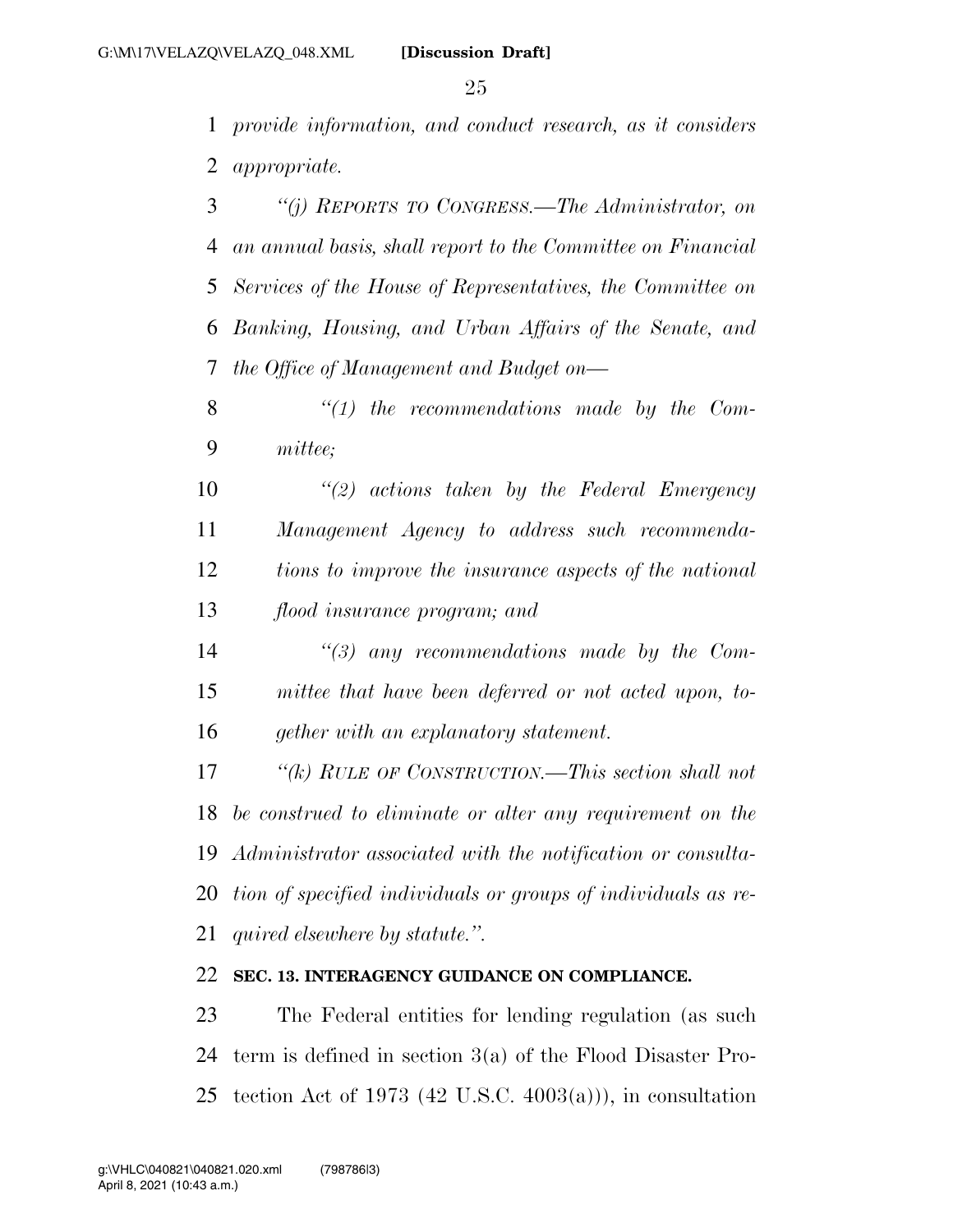*provide information, and conduct research, as it considers appropriate.*

*"(j) REPORTS TO CONGRESS.—The Administrator, on an annual basis, shall report to the Committee on Financial Services of the House of Representatives, the Committee on Banking, Housing, and Urban Affairs of the Senate, and the Office of Management and Budget on—*

*"(1) the recommendations made by the Committee;*

*"(2) actions taken by the Federal Emergency Management Agency to address such recommendations to improve the insurance aspects of the national flood insurance program; and*

*"(3) any recommendations made by the Committee that have been deferred or not acted upon, together with an explanatory statement.*

*"(k) RULE OF CONSTRUCTION.—This section shall not be construed to eliminate or alter any requirement on the Administrator associated with the notification or consultation of specified individuals or groups of individuals as required elsewhere by statute.".*

**SEC. 13. INTERAGENCY GUIDANCE ON COMPLIANCE.**

The Federal entities for lending regulation (as such term is defined in section 3(a) of the Flood Disaster Protection Act of 1973 (42 U.S.C. 4003(a))), in consultation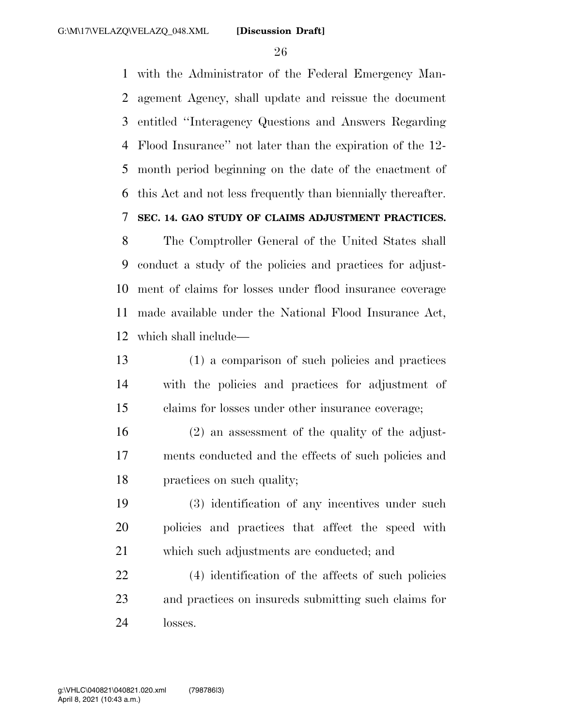with the Administrator of the Federal Emergency Management Agency, shall update and reissue the document entitled ''Interagency Questions and Answers Regarding Flood Insurance'' not later than the expiration of the 12-month period beginning on the date of the enactment of this Act and not less frequently than biennially thereafter.

**SEC. 14. GAO STUDY OF CLAIMS ADJUSTMENT PRACTICES.**

The Comptroller General of the United States shall conduct a study of the policies and practices for adjustment of claims for losses under flood insurance coverage made available under the National Flood Insurance Act, which shall include—

(1) a comparison of such policies and practices with the policies and practices for adjustment of claims for losses under other insurance coverage;

(2) an assessment of the quality of the adjustments conducted and the effects of such policies and practices on such quality;

(3) identification of any incentives under such policies and practices that affect the speed with which such adjustments are conducted; and

(4) identification of the affects of such policies and practices on insureds submitting such claims for losses.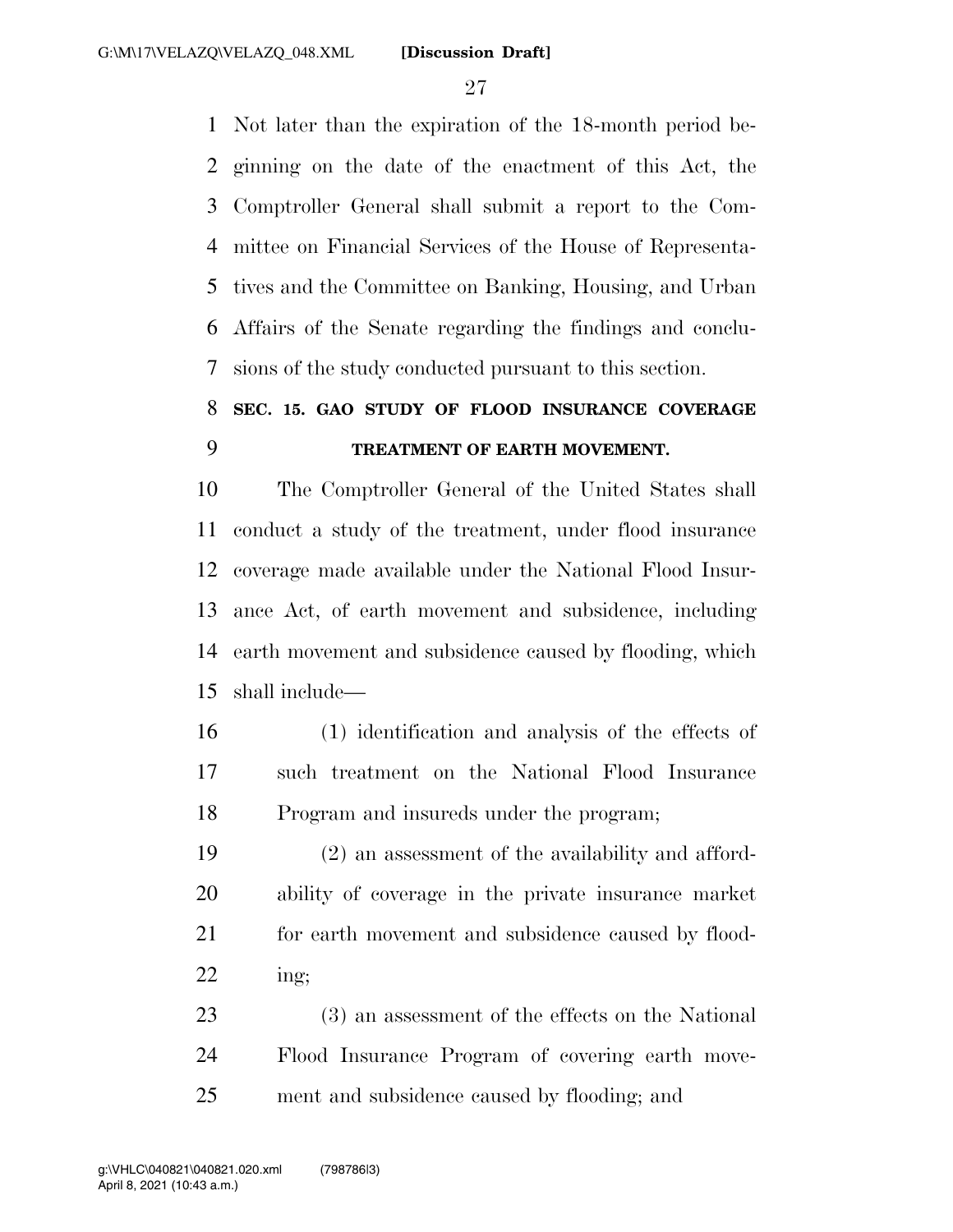Not later than the expiration of the 18-month period beginning on the date of the enactment of this Act, the Comptroller General shall submit a report to the Committee on Financial Services of the House of Representatives and the Committee on Banking, Housing, and Urban Affairs of the Senate regarding the findings and conclusions of the study conducted pursuant to this section.

## SEC. 15. GAO STUDY OF FLOOD INSURANCE COVERAGE TREATMENT OF EARTH MOVEMENT.

The Comptroller General of the United States shall conduct a study of the treatment, under flood insurance coverage made available under the National Flood Insurance Act, of earth movement and subsidence, including earth movement and subsidence caused by flooding, which shall include—

(1) identification and analysis of the effects of such treatment on the National Flood Insurance Program and insureds under the program;

(2) an assessment of the availability and affordability of coverage in the private insurance market for earth movement and subsidence caused by flooding;

(3) an assessment of the effects on the National Flood Insurance Program of covering earth movement and subsidence caused by flooding; and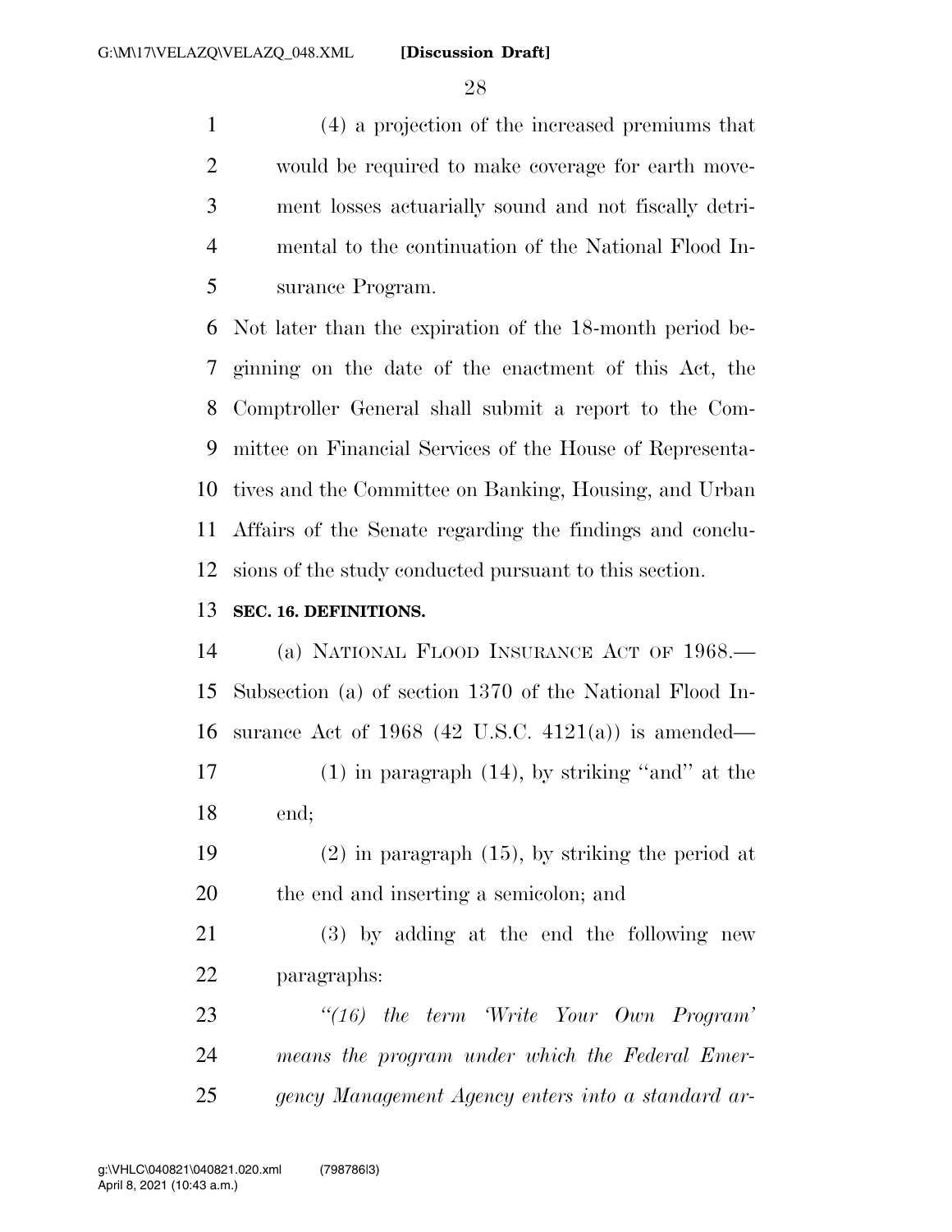(4) a projection of the increased premiums that would be required to make coverage for earth movement losses actuarially sound and not fiscally detrimental to the continuation of the National Flood Insurance Program.

Not later than the expiration of the 18-month period beginning on the date of the enactment of this Act, the Comptroller General shall submit a report to the Committee on Financial Services of the House of Representatives and the Committee on Banking, Housing, and Urban Affairs of the Senate regarding the findings and conclusions of the study conducted pursuant to this section.

**SEC. 16. DEFINITIONS.**

(a) NATIONAL FLOOD INSURANCE ACT OF 1968.—Subsection (a) of section 1370 of the National Flood Insurance Act of 1968 (42 U.S.C. 4121(a)) is amended—

(1) in paragraph (14), by striking "and" at the end;

(2) in paragraph (15), by striking the period at the end and inserting a semicolon; and

(3) by adding at the end the following new paragraphs:

*"(16) the term 'Write Your Own Program' means the program under which the Federal Emergency Management Agency enters into a standard ar-*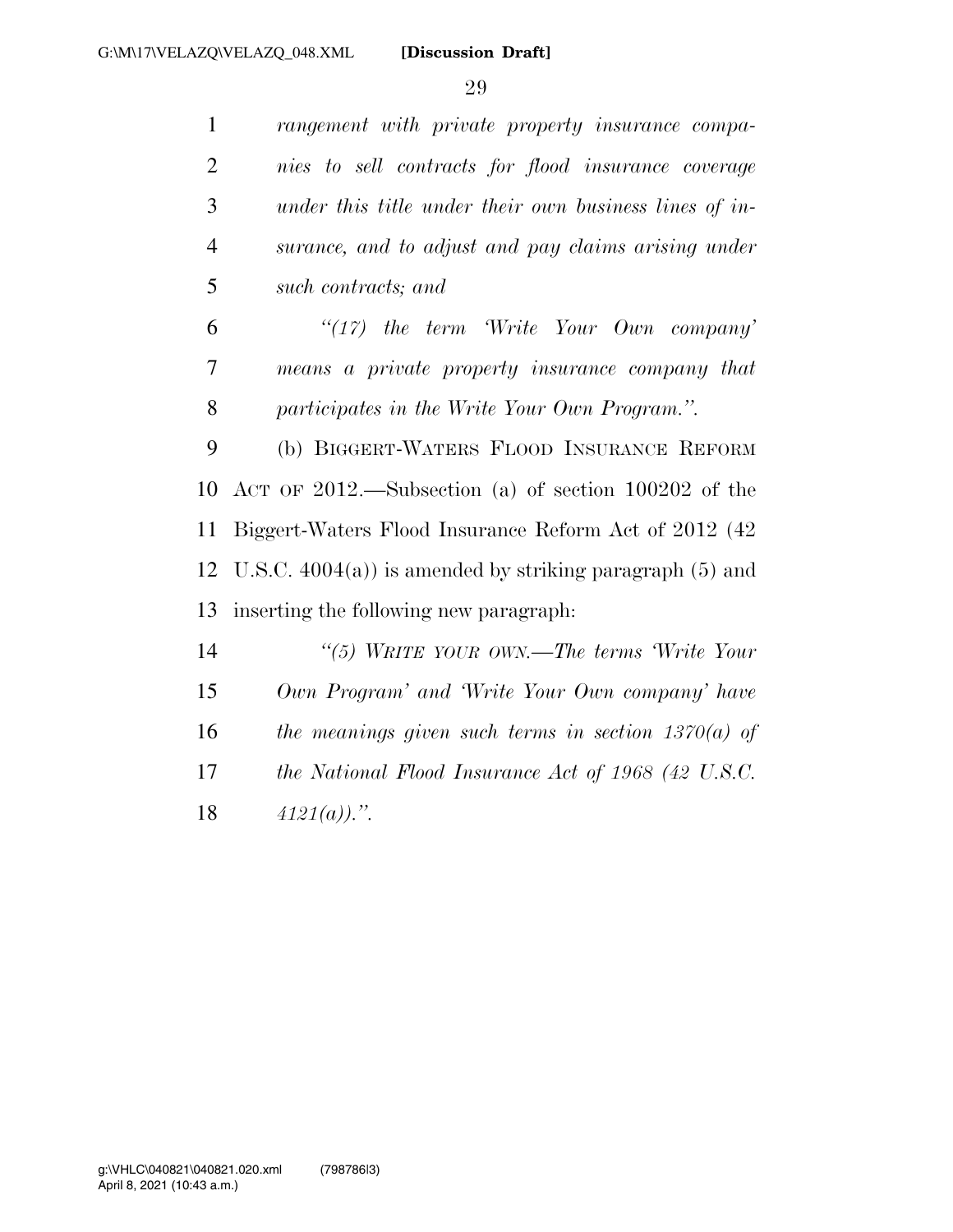*rangement with private property insurance companies to sell contracts for flood insurance coverage under this title under their own business lines of insurance, and to adjust and pay claims arising under such contracts; and*

*"(17) the term 'Write Your Own company' means a private property insurance company that participates in the Write Your Own Program.".*

(b) BIGGERT-WATERS FLOOD INSURANCE REFORM ACT OF 2012.—Subsection (a) of section 100202 of the Biggert-Waters Flood Insurance Reform Act of 2012 (42 U.S.C. 4004(a)) is amended by striking paragraph (5) and inserting the following new paragraph:

*"(5) WRITE YOUR OWN.—The terms 'Write Your Own Program' and 'Write Your Own company' have the meanings given such terms in section 1370(a) of the National Flood Insurance Act of 1968 (42 U.S.C. 4121(a)).".*